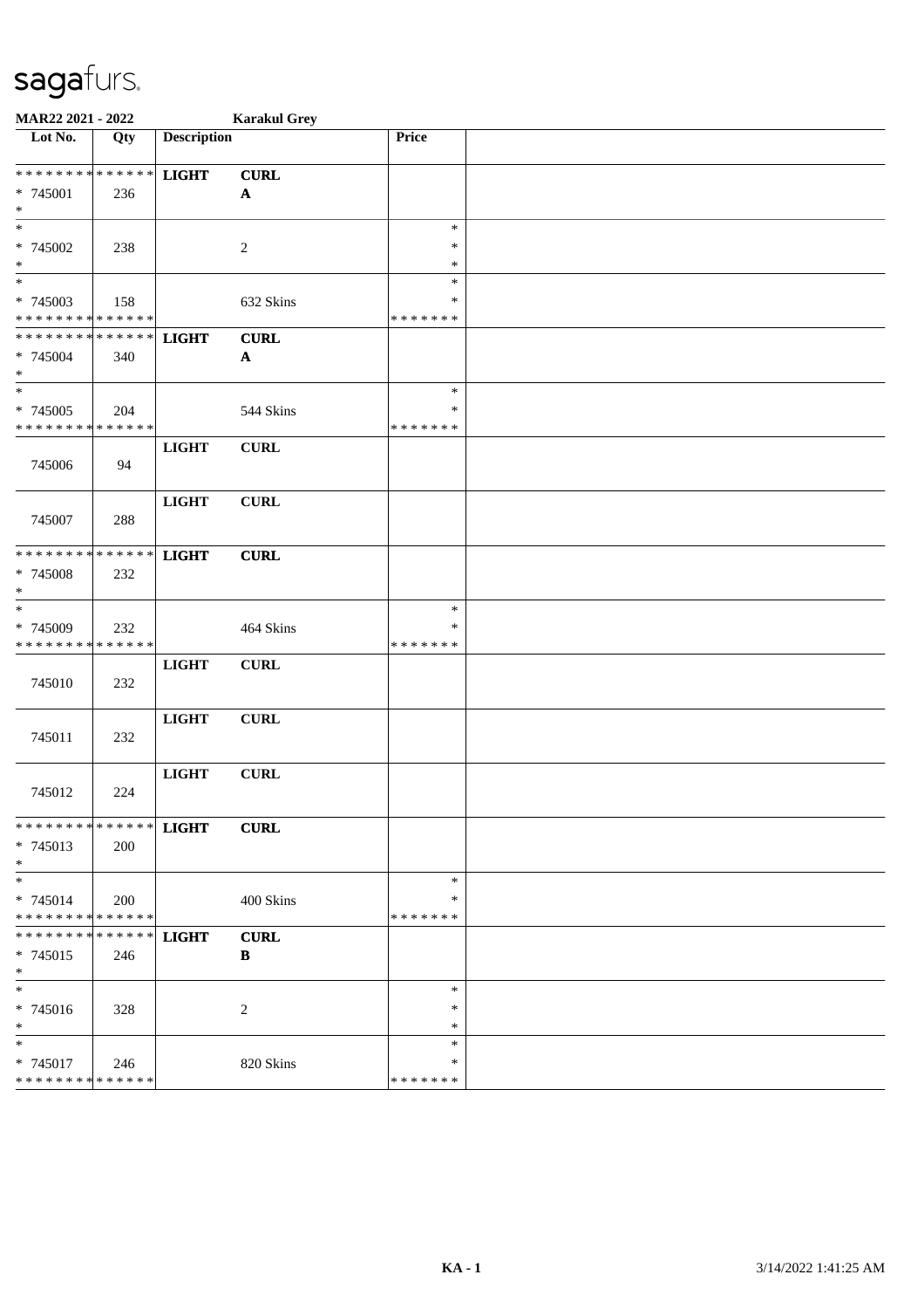# sagafurs.

**MAR22 2021 - 2022** **Karakul Grey**

| Lot No. | Qty | Description | | Price | |
|---|---|---|---|---|---|
| * * * * * * * * * * * * * * | * * * * * * | **LIGHT** | **CURL** | | |
| * 745001 | 236 | | **A** | | |
| * | | | | | |
| * | | | | * | |
| * 745002 | 238 | | 2 | * | |
| * | | | | * | |
| * | | | | * | |
| * 745003 | 158 | | 632 Skins | * | |
| * * * * * * * * * * * * * * | | | | * * * * * * * | |
| * * * * * * * * * * * * * * | | **LIGHT** | **CURL** | | |
| * 745004 | 340 | | **A** | | |
| * | | | | | |
| * | | | | * | |
| * 745005 | 204 | | 544 Skins | * | |
| * * * * * * * * * * * * * * | | | | * * * * * * * | |
| | | **LIGHT** | **CURL** | | |
| 745006 | 94 | | | | |
| | | **LIGHT** | **CURL** | | |
| 745007 | 288 | | | | |
| * * * * * * * * * * * * * * | | **LIGHT** | **CURL** | | |
| * 745008 | 232 | | | | |
| * | | | | | |
| * | | | | * | |
| * 745009 | 232 | | 464 Skins | * | |
| * * * * * * * * * * * * * * | | | | * * * * * * * | |
| | | **LIGHT** | **CURL** | | |
| 745010 | 232 | | | | |
| | | **LIGHT** | **CURL** | | |
| 745011 | 232 | | | | |
| | | **LIGHT** | **CURL** | | |
| 745012 | 224 | | | | |
| * * * * * * * * * * * * * * | | **LIGHT** | **CURL** | | |
| * 745013 | 200 | | | | |
| * | | | | | |
| * | | | | * | |
| * 745014 | 200 | | 400 Skins | * | |
| * * * * * * * * * * * * * * | | | | * * * * * * * | |
| * * * * * * * * * * * * * * | | **LIGHT** | **CURL** | | |
| * 745015 | 246 | | **B** | | |
| * | | | | | |
| * | | | | * | |
| * 745016 | 328 | | 2 | * | |
| * | | | | * | |
| * | | | | * | |
| * 745017 | 246 | | 820 Skins | * | |
| * * * * * * * * * * * * * * | | | | * * * * * * * | |

**KA - 1** 3/14/2022 1:41:25 AM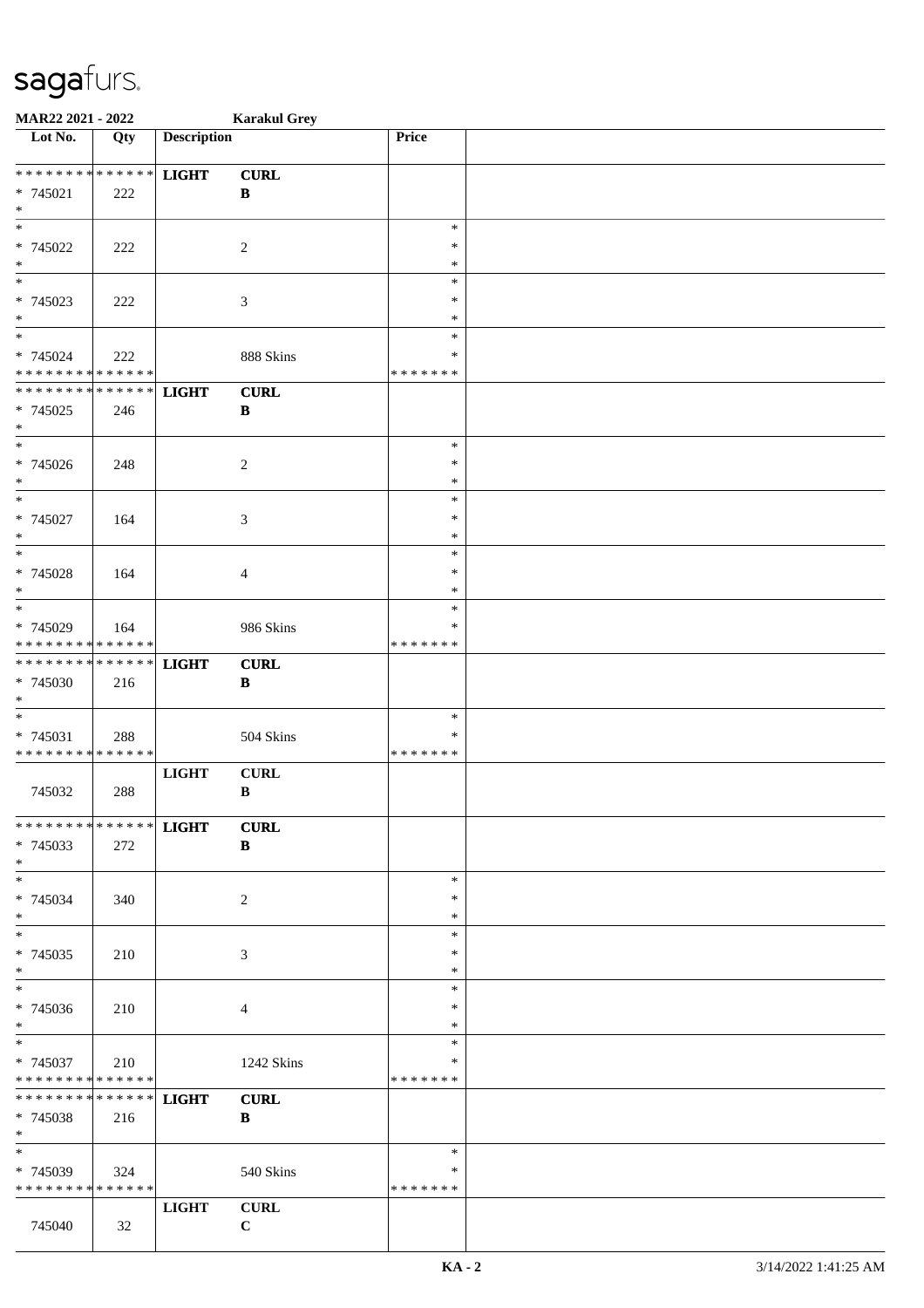**MAR22 2021 - 2022** **Karakul Grey**

| Lot No. | Qty | Description | | Price | |
|---|---|---|---|---|---|
| * * * * * * * * * * * * * * | | **LIGHT** | **CURL** | | |
| * 745021 | 222 | | **B** | | |
| * | | | | | |
| * | | | | * | |
| * 745022 | 222 | | 2 | * | |
| * | | | | * | |
| * | | | | * | |
| * 745023 | 222 | | 3 | * | |
| * | | | | * | |
| * | | | | * | |
| * 745024 | 222 | | 888 Skins | * | |
| * * * * * * * * * * * * * * | | | | * * * * * * * | |
| * * * * * * * * * * * * * * | | **LIGHT** | **CURL** | | |
| * 745025 | 246 | | **B** | | |
| * | | | | | |
| * | | | | * | |
| * 745026 | 248 | | 2 | * | |
| * | | | | * | |
| * | | | | * | |
| * 745027 | 164 | | 3 | * | |
| * | | | | * | |
| * | | | | * | |
| * 745028 | 164 | | 4 | * | |
| * | | | | * | |
| * | | | | * | |
| * 745029 | 164 | | 986 Skins | * | |
| * * * * * * * * * * * * * * | | | | * * * * * * * | |
| * * * * * * * * * * * * * * | | **LIGHT** | **CURL** | | |
| * 745030 | 216 | | **B** | | |
| * | | | | | |
| * | | | | * | |
| * 745031 | 288 | | 504 Skins | * | |
| * * * * * * * * * * * * * * | | | | * * * * * * * | |
| | | **LIGHT** | **CURL** | | |
| 745032 | 288 | | **B** | | |
| * * * * * * * * * * * * * * | | **LIGHT** | **CURL** | | |
| * 745033 | 272 | | **B** | | |
| * | | | | | |
| * | | | | * | |
| * 745034 | 340 | | 2 | * | |
| * | | | | * | |
| * | | | | * | |
| * 745035 | 210 | | 3 | * | |
| * | | | | * | |
| * | | | | * | |
| * 745036 | 210 | | 4 | * | |
| * | | | | * | |
| * | | | | * | |
| * 745037 | 210 | | 1242 Skins | * | |
| * * * * * * * * * * * * * * | | | | * * * * * * * | |
| * * * * * * * * * * * * * * | | **LIGHT** | **CURL** | | |
| * 745038 | 216 | | **B** | | |
| * | | | | | |
| * | | | | * | |
| * 745039 | 324 | | 540 Skins | * | |
| * * * * * * * * * * * * * * | | | | * * * * * * * | |
| | | **LIGHT** | **CURL** | | |
| 745040 | 32 | | **C** | | |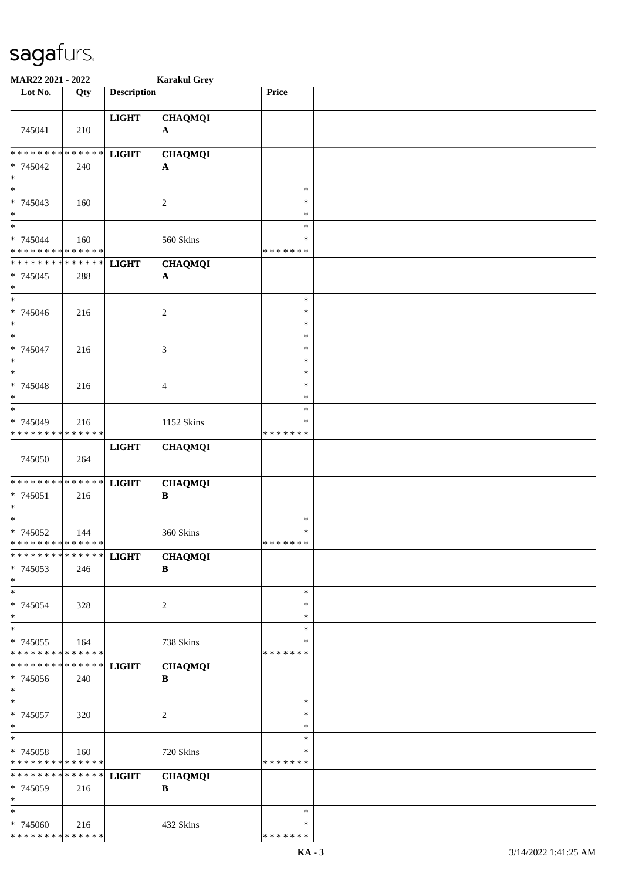**MAR22 2021 - 2022** **Karakul Grey**

| Lot No. | Qty | Description | | Price | |
|---|---|---|---|---|---|
| 745041 | 210 | **LIGHT** | **CHAQMQI A** | | |
| * * * * * * * * * * * * * * * 745042 * | 240 | **LIGHT** | **CHAQMQI A** | | |
| * * 745043 * | 160 | | 2 | * * * | |
| * * 745044 * * * * * * * * * * * * * * | 160 | | 560 Skins | * * * * * * * * * | |
| * * * * * * * * * * * * * * * 745045 * | 288 | **LIGHT** | **CHAQMQI A** | | |
| * * 745046 * | 216 | | 2 | * * * | |
| * * 745047 * | 216 | | 3 | * * * | |
| * * 745048 * | 216 | | 4 | * * * | |
| * * 745049 * * * * * * * * * * * * * * | 216 | | 1152 Skins | * * * * * * * * * | |
| 745050 | 264 | **LIGHT** | **CHAQMQI** | | |
| * * * * * * * * * * * * * * * 745051 * | 216 | **LIGHT** | **CHAQMQI B** | | |
| * * 745052 * * * * * * * * * * * * * * | 144 | | 360 Skins | * * * * * * * * | |
| * * * * * * * * * * * * * * * 745053 * | 246 | **LIGHT** | **CHAQMQI B** | | |
| * * 745054 * | 328 | | 2 | * * * | |
| * * 745055 * * * * * * * * * * * * * * | 164 | | 738 Skins | * * * * * * * * * | |
| * * * * * * * * * * * * * * * 745056 * | 240 | **LIGHT** | **CHAQMQI B** | | |
| * * 745057 * | 320 | | 2 | * * * | |
| * * 745058 * * * * * * * * * * * * * * | 160 | | 720 Skins | * * * * * * * * * | |
| * * * * * * * * * * * * * * * 745059 * | 216 | **LIGHT** | **CHAQMQI B** | | |
| * * 745060 * * * * * * * * * * * * * * | 216 | | 432 Skins | * * * * * * * * | |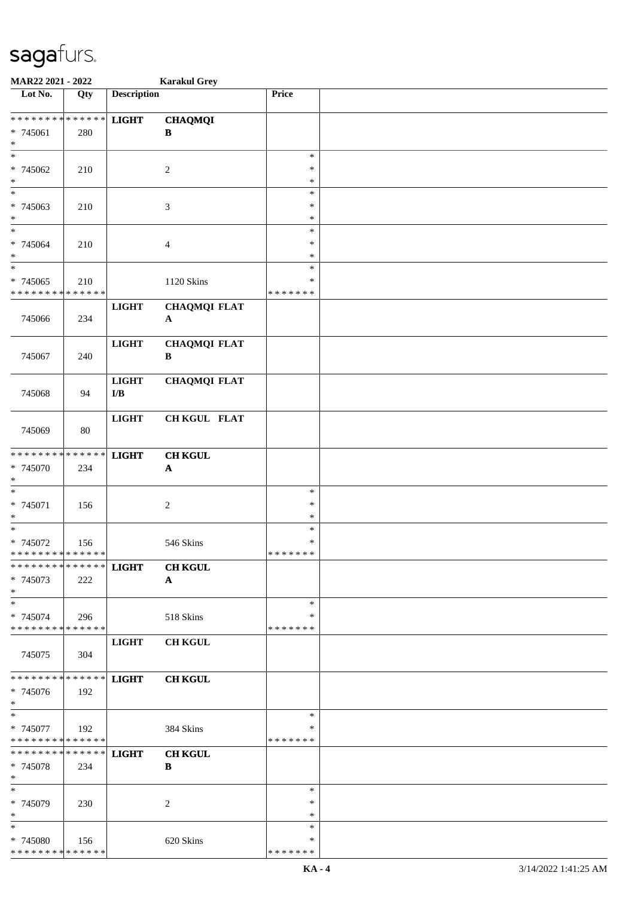MAR22 2021 - 2022 Karakul Grey

| Lot No. | Qty | Description | | Price | |
|---|---|---|---|---|---|
| * * * * * * * * * * * * * * | | LIGHT | CHAQMQI | | |
| * 745061 | 280 | | B | | |
| * 745062 | 210 | | 2 | * * * | |
| * 745063 | 210 | | 3 | * * * | |
| * 745064 | 210 | | 4 | * * * | |
| * 745065 | 210 | | 1120 Skins | * * * * * * * | |
| 745066 | 234 | LIGHT | CHAQMQI FLAT A | | |
| 745067 | 240 | LIGHT | CHAQMQI FLAT B | | |
| 745068 | 94 | LIGHT I/B | CHAQMQI FLAT | | |
| 745069 | 80 | LIGHT | CH KGUL FLAT | | |
| * * * * * * * * * * * * * * | | LIGHT | CH KGUL | | |
| * 745070 | 234 | | A | | |
| * 745071 | 156 | | 2 | * * * | |
| * 745072 | 156 | | 546 Skins | * * * * * * * | |
| * * * * * * * * * * * * * * | | LIGHT | CH KGUL | | |
| * 745073 | 222 | | A | | |
| * 745074 | 296 | | 518 Skins | * * * * * * * | |
| 745075 | 304 | LIGHT | CH KGUL | | |
| * * * * * * * * * * * * * * | | LIGHT | CH KGUL | | |
| * 745076 | 192 | | | | |
| * 745077 | 192 | | 384 Skins | * * * * * * * | |
| * * * * * * * * * * * * * * | | LIGHT | CH KGUL | | |
| * 745078 | 234 | | B | | |
| * 745079 | 230 | | 2 | * * * | |
| * 745080 | 156 | | 620 Skins | * * * * * * * | |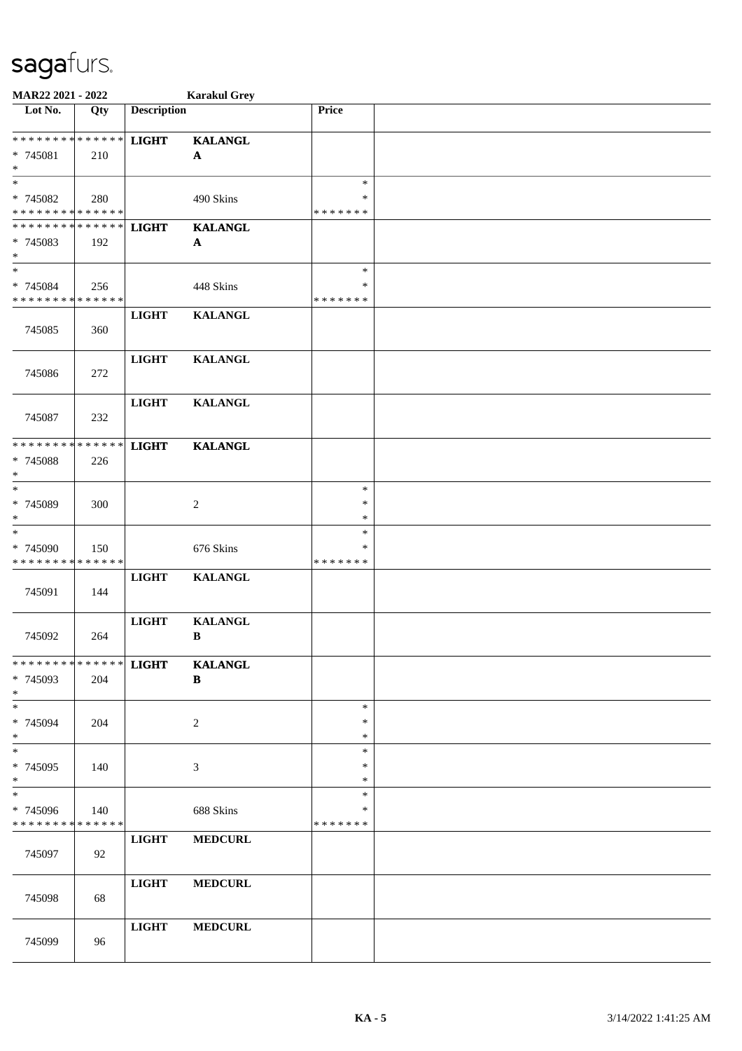sagafurs.

**MAR22 2021 - 2022** **Karakul Grey**

| Lot No. | Qty | Description | | Price | |
|---|---|---|---|---|---|
| * * * * * * * * * * * * * * | | **LIGHT** | **KALANGL** | | |
| * 745081 | 210 | | **A** | | |
| * | | | | | |
| * | | | | * | |
| * 745082 | 280 | | 490 Skins | * | |
| * * * * * * * * * * * * * * | | | | * * * * * * * | |
| * * * * * * * * * * * * * * | | **LIGHT** | **KALANGL** | | |
| * 745083 | 192 | | **A** | | |
| * | | | | | |
| * | | | | * | |
| * 745084 | 256 | | 448 Skins | * | |
| * * * * * * * * * * * * * * | | | | * * * * * * * | |
| 745085 | 360 | **LIGHT** | **KALANGL** | | |
| 745086 | 272 | **LIGHT** | **KALANGL** | | |
| 745087 | 232 | **LIGHT** | **KALANGL** | | |
| * * * * * * * * * * * * * * | | **LIGHT** | **KALANGL** | | |
| * 745088 | 226 | | | | |
| * | | | | | |
| * | | | | * | |
| * 745089 | 300 | | 2 | * | |
| * | | | | * | |
| * | | | | * | |
| * 745090 | 150 | | 676 Skins | * | |
| * * * * * * * * * * * * * * | | | | * * * * * * * | |
| 745091 | 144 | **LIGHT** | **KALANGL** | | |
| 745092 | 264 | **LIGHT** | **KALANGL** **B** | | |
| * * * * * * * * * * * * * * | | **LIGHT** | **KALANGL** | | |
| * 745093 | 204 | | **B** | | |
| * | | | | | |
| * | | | | * | |
| * 745094 | 204 | | 2 | * | |
| * | | | | * | |
| * | | | | * | |
| * 745095 | 140 | | 3 | * | |
| * | | | | * | |
| * | | | | * | |
| * 745096 | 140 | | 688 Skins | * | |
| * * * * * * * * * * * * * * | | | | * * * * * * * | |
| 745097 | 92 | **LIGHT** | **MEDCURL** | | |
| 745098 | 68 | **LIGHT** | **MEDCURL** | | |
| 745099 | 96 | **LIGHT** | **MEDCURL** | | |

KA - 5 3/14/2022 1:41:25 AM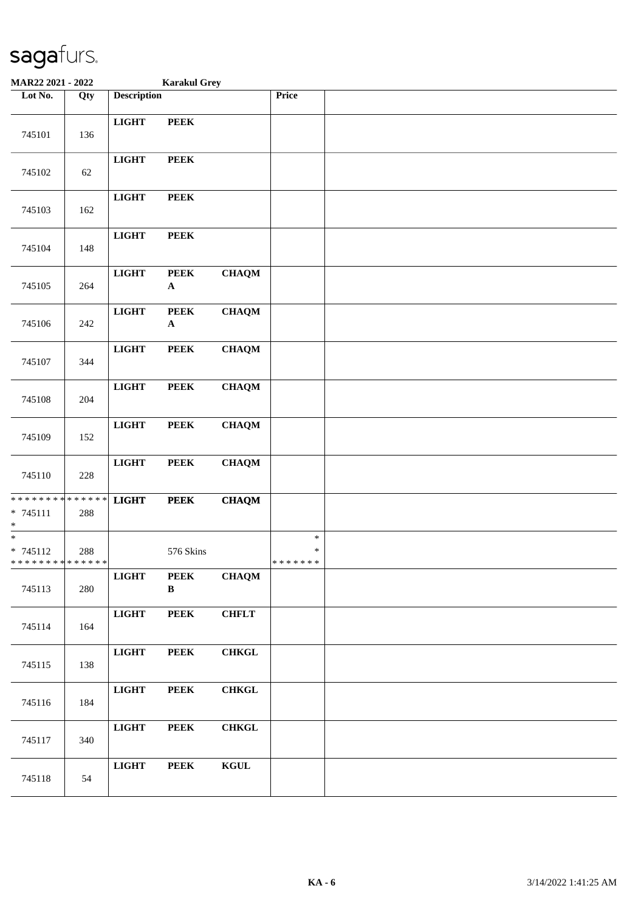# sagafurs.

**MAR22 2021 - 2022** **Karakul Grey**

| Lot No. | Qty | Description | | | Price | |
|---|---|---|---|---|---|---|
| 745101 | 136 | **LIGHT** | **PEEK** | | | |
| 745102 | 62 | **LIGHT** | **PEEK** | | | |
| 745103 | 162 | **LIGHT** | **PEEK** | | | |
| 745104 | 148 | **LIGHT** | **PEEK** | | | |
| 745105 | 264 | **LIGHT** | **PEEK A** | **CHAQM** | | |
| 745106 | 242 | **LIGHT** | **PEEK A** | **CHAQM** | | |
| 745107 | 344 | **LIGHT** | **PEEK** | **CHAQM** | | |
| 745108 | 204 | **LIGHT** | **PEEK** | **CHAQM** | | |
| 745109 | 152 | **LIGHT** | **PEEK** | **CHAQM** | | |
| 745110 | 228 | **LIGHT** | **PEEK** | **CHAQM** | | |
| ************* * 745111 * | 288 | **LIGHT** | **PEEK** | **CHAQM** | | |
| * * 745112 ************* | 288 | | 576 Skins | | * * ******* | |
| 745113 | 280 | **LIGHT** | **PEEK B** | **CHAQM** | | |
| 745114 | 164 | **LIGHT** | **PEEK** | **CHFLT** | | |
| 745115 | 138 | **LIGHT** | **PEEK** | **CHKGL** | | |
| 745116 | 184 | **LIGHT** | **PEEK** | **CHKGL** | | |
| 745117 | 340 | **LIGHT** | **PEEK** | **CHKGL** | | |
| 745118 | 54 | **LIGHT** | **PEEK** | **KGUL** | | |

KA - 6 3/14/2022 1:41:25 AM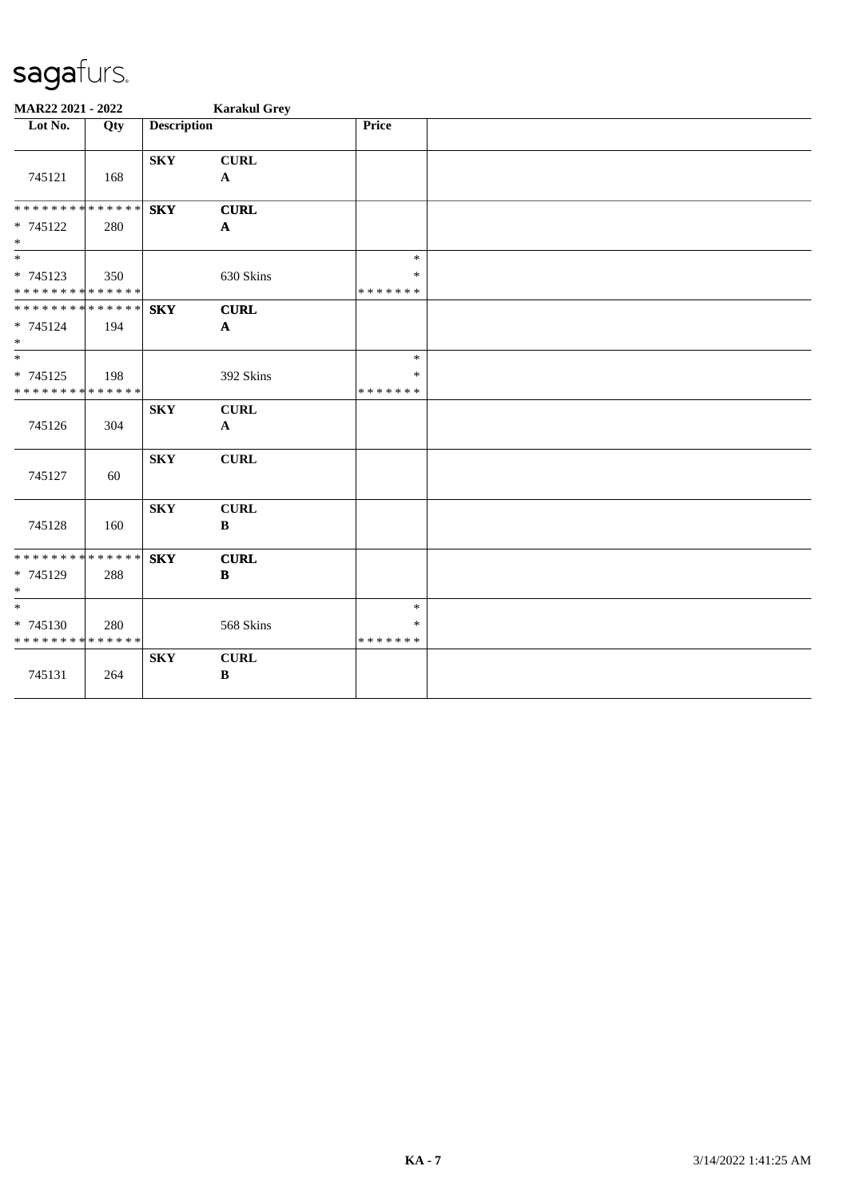**MAR22 2021 - 2022** **Karakul Grey**

| Lot No. | Qty | Description | | Price | |
|---|---|---|---|---|---|
| 745121 | 168 | **SKY** | **CURL** **A** | | |
| * * * * * * * * * * * * * * * 745122 * | 280 | **SKY** | **CURL** **A** | | |
| * * 745123 * * * * * * * * * * * * * * | 350 | | 630 Skins | * * * * * * * * * | |
| * * * * * * * * * * * * * * * 745124 * | 194 | **SKY** | **CURL** **A** | | |
| * * 745125 * * * * * * * * * * * * * * | 198 | | 392 Skins | * * * * * * * * * | |
| 745126 | 304 | **SKY** | **CURL** **A** | | |
| 745127 | 60 | **SKY** | **CURL** | | |
| 745128 | 160 | **SKY** | **CURL** **B** | | |
| * * * * * * * * * * * * * * * 745129 * | 288 | **SKY** | **CURL** **B** | | |
| * * 745130 * * * * * * * * * * * * * * | 280 | | 568 Skins | * * * * * * * * * | |
| 745131 | 264 | **SKY** | **CURL** **B** | | |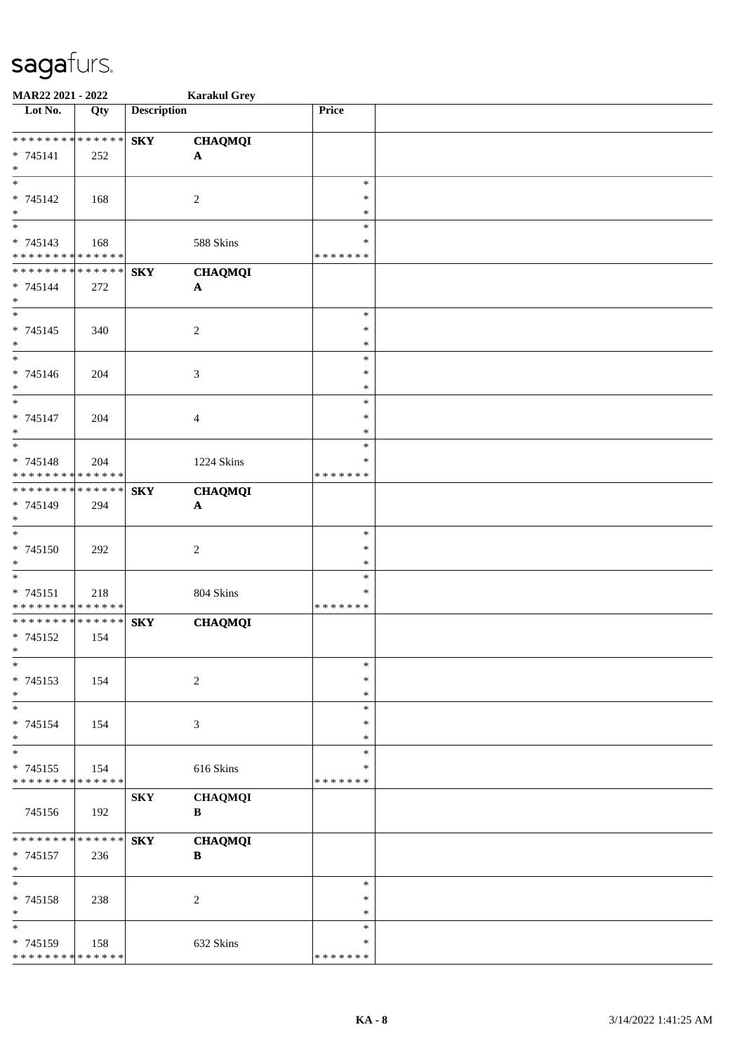**MAR22 2021 - 2022** **Karakul Grey**

| Lot No. | Qty | Description | | Price | |
|---|---|---|---|---|---|
| * * * * * * * * * * * * * * | | **SKY** | **CHAQMQI** | | |
| * 745141 | 252 | | **A** | | |
| * | | | | | |
| * | | | | * | |
| * 745142 | 168 | | 2 | * | |
| * | | | | * | |
| * | | | | * | |
| * 745143 | 168 | | 588 Skins | * | |
| * * * * * * * * * * * * * * | | | | * * * * * * * | |
| * * * * * * * * * * * * * * | | **SKY** | **CHAQMQI** | | |
| * 745144 | 272 | | **A** | | |
| * | | | | | |
| * | | | | * | |
| * 745145 | 340 | | 2 | * | |
| * | | | | * | |
| * | | | | * | |
| * 745146 | 204 | | 3 | * | |
| * | | | | * | |
| * | | | | * | |
| * 745147 | 204 | | 4 | * | |
| * | | | | * | |
| * | | | | * | |
| * 745148 | 204 | | 1224 Skins | * | |
| * * * * * * * * * * * * * * | | | | * * * * * * * | |
| * * * * * * * * * * * * * * | | **SKY** | **CHAQMQI** | | |
| * 745149 | 294 | | **A** | | |
| * | | | | | |
| * | | | | * | |
| * 745150 | 292 | | 2 | * | |
| * | | | | * | |
| * | | | | * | |
| * 745151 | 218 | | 804 Skins | * | |
| * * * * * * * * * * * * * * | | | | * * * * * * * | |
| * * * * * * * * * * * * * * | | **SKY** | **CHAQMQI** | | |
| * 745152 | 154 | | | | |
| * | | | | | |
| * | | | | * | |
| * 745153 | 154 | | 2 | * | |
| * | | | | * | |
| * | | | | * | |
| * 745154 | 154 | | 3 | * | |
| * | | | | * | |
| * | | | | * | |
| * 745155 | 154 | | 616 Skins | * | |
| * * * * * * * * * * * * * * | | | | * * * * * * * | |
| | | **SKY** | **CHAQMQI** | | |
| 745156 | 192 | | **B** | | |
| * * * * * * * * * * * * * * | | **SKY** | **CHAQMQI** | | |
| * 745157 | 236 | | **B** | | |
| * | | | | | |
| * | | | | * | |
| * 745158 | 238 | | 2 | * | |
| * | | | | * | |
| * | | | | * | |
| * 745159 | 158 | | 632 Skins | * | |
| * * * * * * * * * * * * * * | | | | * * * * * * * | |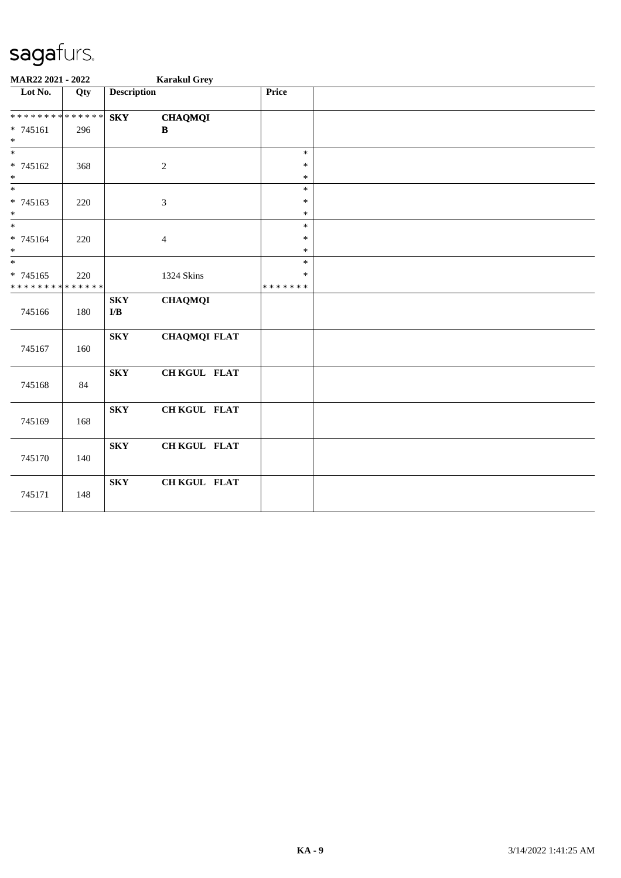# sagafurs.

**MAR22 2021 - 2022** **Karakul Grey**

| Lot No. | Qty | Description | | Price | |
|---|---|---|---|---|---|
| * * * * * * * * * * * * * * | | **SKY** | **CHAQMQI** | | |
| * 745161 | 296 | | **B** | | |
| * 745162 | 368 | | 2 | * | |
| * 745163 | 220 | | 3 | * | |
| * 745164 | 220 | | 4 | * | |
| * 745165 | 220 | | 1324 Skins | * | |
| * * * * * * * * * * * * * * | | | | * * * * * * * | |
| 745166 | 180 | **SKY** **I/B** | **CHAQMQI** | | |
| 745167 | 160 | **SKY** | **CHAQMQI FLAT** | | |
| 745168 | 84 | **SKY** | **CH KGUL FLAT** | | |
| 745169 | 168 | **SKY** | **CH KGUL FLAT** | | |
| 745170 | 140 | **SKY** | **CH KGUL FLAT** | | |
| 745171 | 148 | **SKY** | **CH KGUL FLAT** | | |

KA - 9

3/14/2022 1:41:25 AM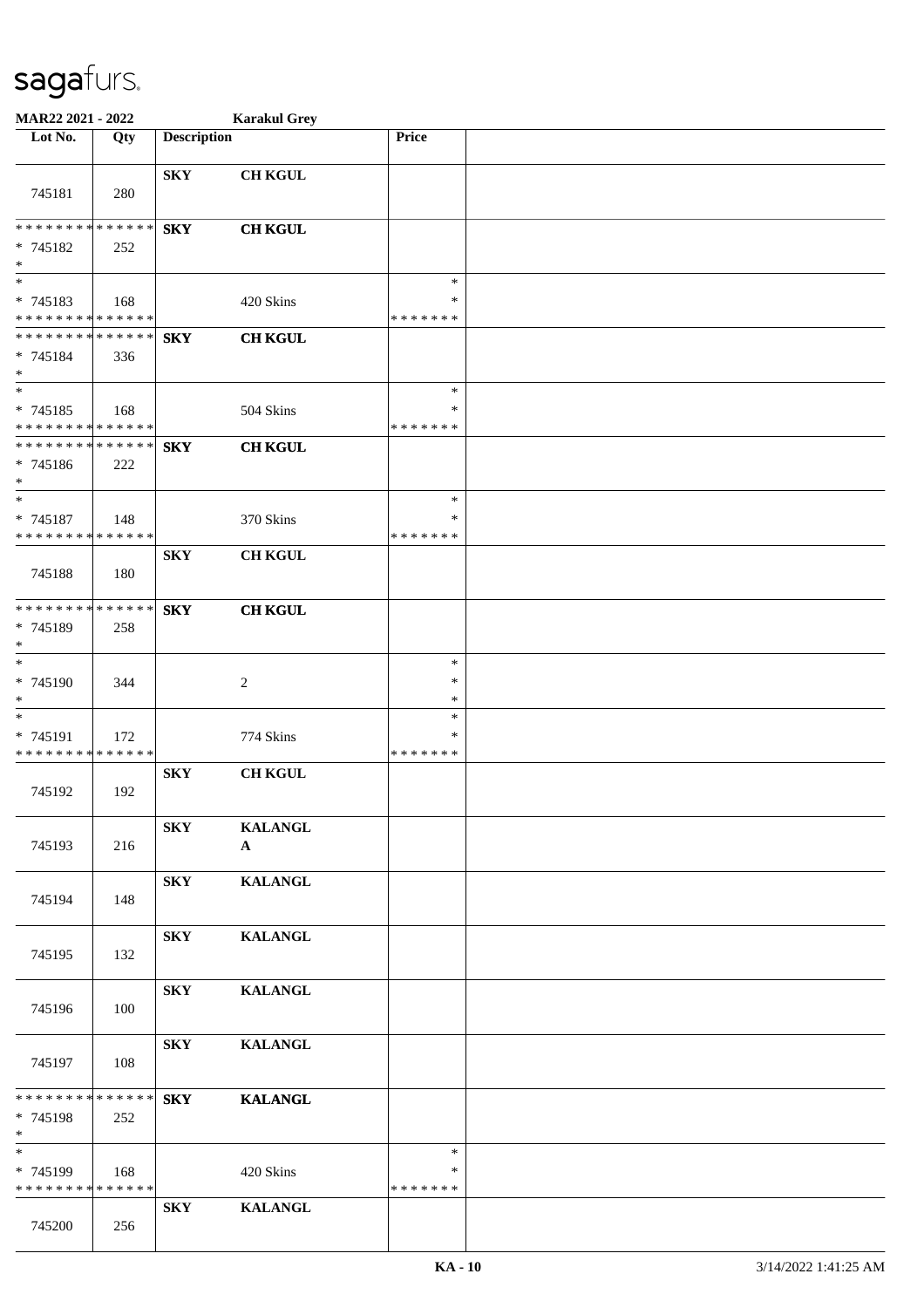**MAR22 2021 - 2022** **Karakul Grey**

| Lot No. | Qty | Description | | Price | |
|---|---|---|---|---|---|
| 745181 | 280 | **SKY** | **CH KGUL** | | |
| * * * * * * * * * * * * * *<br>* 745182<br>* | 252 | **SKY** | **CH KGUL** | | |
| *<br>* 745183<br>* * * * * * * * * * * * * * | 168 | | 420 Skins | *<br>*<br>* * * * * * * | |
| * * * * * * * * * * * * * *<br>* 745184<br>* | 336 | **SKY** | **CH KGUL** | | |
| *<br>* 745185<br>* * * * * * * * * * * * * * | 168 | | 504 Skins | *<br>*<br>* * * * * * * | |
| * * * * * * * * * * * * * *<br>* 745186<br>* | 222 | **SKY** | **CH KGUL** | | |
| *<br>* 745187<br>* * * * * * * * * * * * * * | 148 | | 370 Skins | *<br>*<br>* * * * * * * | |
| 745188 | 180 | **SKY** | **CH KGUL** | | |
| * * * * * * * * * * * * * *<br>* 745189<br>* | 258 | **SKY** | **CH KGUL** | | |
| *<br>* 745190<br>* | 344 | | 2 | *<br>*<br>* | |
| *<br>* 745191<br>* * * * * * * * * * * * * * | 172 | | 774 Skins | *<br>*<br>* * * * * * * | |
| 745192 | 192 | **SKY** | **CH KGUL** | | |
| 745193 | 216 | **SKY** | **KALANGL A** | | |
| 745194 | 148 | **SKY** | **KALANGL** | | |
| 745195 | 132 | **SKY** | **KALANGL** | | |
| 745196 | 100 | **SKY** | **KALANGL** | | |
| 745197 | 108 | **SKY** | **KALANGL** | | |
| * * * * * * * * * * * * * *<br>* 745198<br>* | 252 | **SKY** | **KALANGL** | | |
| *<br>* 745199<br>* * * * * * * * * * * * * * | 168 | | 420 Skins | *<br>*<br>* * * * * * * | |
| 745200 | 256 | **SKY** | **KALANGL** | | |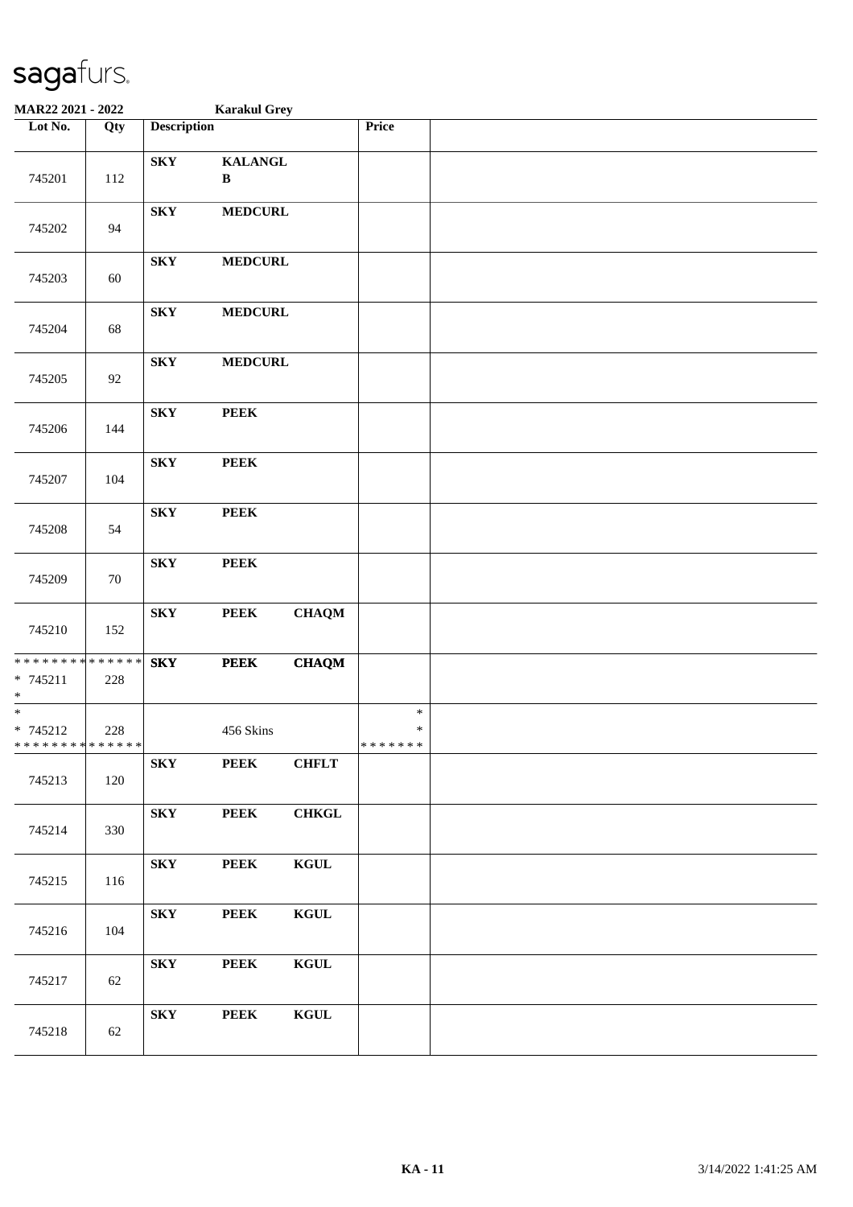sagafurs.

**MAR22 2021 - 2022** **Karakul Grey**

| Lot No. | Qty | Description | | | Price | |
|---|---|---|---|---|---|---|
| 745201 | 112 | **SKY** | **KALANGL B** | | | |
| 745202 | 94 | **SKY** | **MEDCURL** | | | |
| 745203 | 60 | **SKY** | **MEDCURL** | | | |
| 745204 | 68 | **SKY** | **MEDCURL** | | | |
| 745205 | 92 | **SKY** | **MEDCURL** | | | |
| 745206 | 144 | **SKY** | **PEEK** | | | |
| 745207 | 104 | **SKY** | **PEEK** | | | |
| 745208 | 54 | **SKY** | **PEEK** | | | |
| 745209 | 70 | **SKY** | **PEEK** | | | |
| 745210 | 152 | **SKY** | **PEEK** | **CHAQM** | | |
| * * * * * * * * * * * * * * <br>* 745211<br>* | 228 | **SKY** | **PEEK** | **CHAQM** | | |
| *<br>* 745212<br>* * * * * * * * * * * * * * | 228 | | 456 Skins | | *<br>*<br>* * * * * * * | |
| 745213 | 120 | **SKY** | **PEEK** | **CHFLT** | | |
| 745214 | 330 | **SKY** | **PEEK** | **CHKGL** | | |
| 745215 | 116 | **SKY** | **PEEK** | **KGUL** | | |
| 745216 | 104 | **SKY** | **PEEK** | **KGUL** | | |
| 745217 | 62 | **SKY** | **PEEK** | **KGUL** | | |
| 745218 | 62 | **SKY** | **PEEK** | **KGUL** | | |

KA - 11 3/14/2022 1:41:25 AM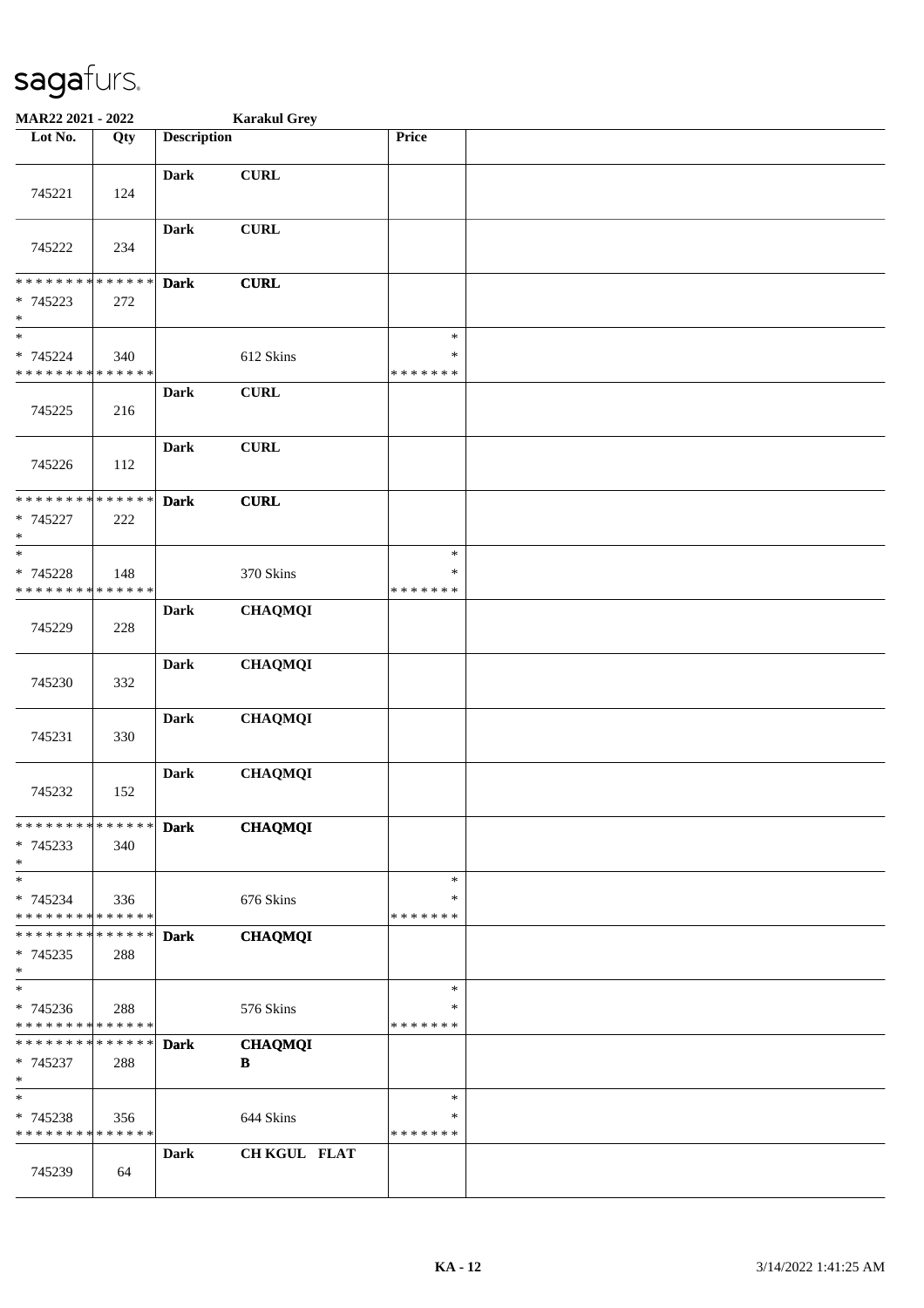**MAR22 2021 - 2022** **Karakul Grey**

| Lot No. | Qty | Description | | Price | |
|---|---|---|---|---|---|
| 745221 | 124 | **Dark** | **CURL** | | |
| 745222 | 234 | **Dark** | **CURL** | | |
| * * * * * * * * * * * * * * <br>* 745223 <br>* | 272 | **Dark** | **CURL** | | |
| * <br>* 745224 <br>* * * * * * * * * * * * * * | 340 | | 612 Skins | * <br>* <br>* * * * * * * | |
| 745225 | 216 | **Dark** | **CURL** | | |
| 745226 | 112 | **Dark** | **CURL** | | |
| * * * * * * * * * * * * * * <br>* 745227 <br>* | 222 | **Dark** | **CURL** | | |
| * <br>* 745228 <br>* * * * * * * * * * * * * * | 148 | | 370 Skins | * <br>* <br>* * * * * * * | |
| 745229 | 228 | **Dark** | **CHAQMQI** | | |
| 745230 | 332 | **Dark** | **CHAQMQI** | | |
| 745231 | 330 | **Dark** | **CHAQMQI** | | |
| 745232 | 152 | **Dark** | **CHAQMQI** | | |
| * * * * * * * * * * * * * * <br>* 745233 <br>* | 340 | **Dark** | **CHAQMQI** | | |
| * <br>* 745234 <br>* * * * * * * * * * * * * * | 336 | | 676 Skins | * <br>* <br>* * * * * * * | |
| * * * * * * * * * * * * * * <br>* 745235 <br>* | 288 | **Dark** | **CHAQMQI** | | |
| * <br>* 745236 <br>* * * * * * * * * * * * * * | 288 | | 576 Skins | * <br>* <br>* * * * * * * | |
| * * * * * * * * * * * * * * <br>* 745237 <br>* | 288 | **Dark** | **CHAQMQI** <br>**B** | | |
| * <br>* 745238 <br>* * * * * * * * * * * * * * | 356 | | 644 Skins | * <br>* <br>* * * * * * * | |
| 745239 | 64 | **Dark** | **CH KGUL FLAT** | | |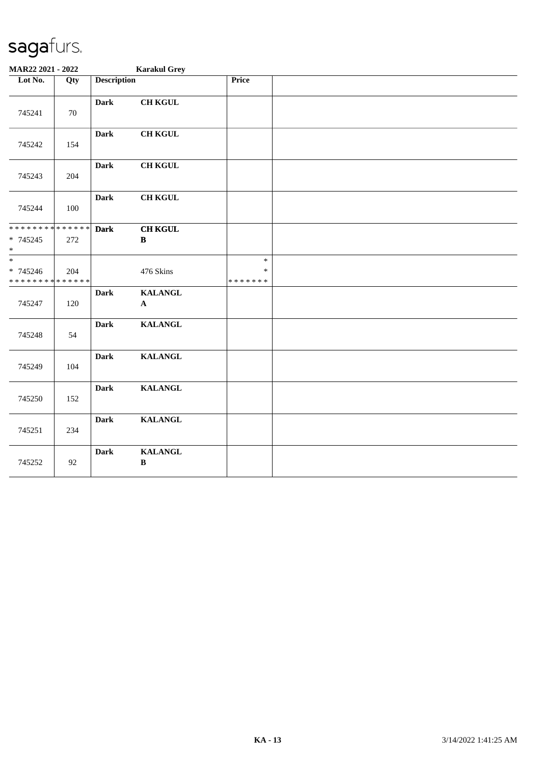sagafurs.

**MAR22 2021 - 2022** **Karakul Grey**

| Lot No. | Qty | Description | | Price | |
|---|---|---|---|---|---|
| 745241 | 70 | **Dark** | **CH KGUL** | | |
| 745242 | 154 | **Dark** | **CH KGUL** | | |
| 745243 | 204 | **Dark** | **CH KGUL** | | |
| 745244 | 100 | **Dark** | **CH KGUL** | | |
| * * * * * * * * * * * * * * <br>* 745245 <br>* | 272 | **Dark** | **CH KGUL** <br>**B** | | |
| * <br>* 745246 <br>* * * * * * * * * * * * * * | 204 | | 476 Skins | * <br>* <br>* * * * * * * | |
| 745247 | 120 | **Dark** | **KALANGL** <br>**A** | | |
| 745248 | 54 | **Dark** | **KALANGL** | | |
| 745249 | 104 | **Dark** | **KALANGL** | | |
| 745250 | 152 | **Dark** | **KALANGL** | | |
| 745251 | 234 | **Dark** | **KALANGL** | | |
| 745252 | 92 | **Dark** | **KALANGL** <br>**B** | | |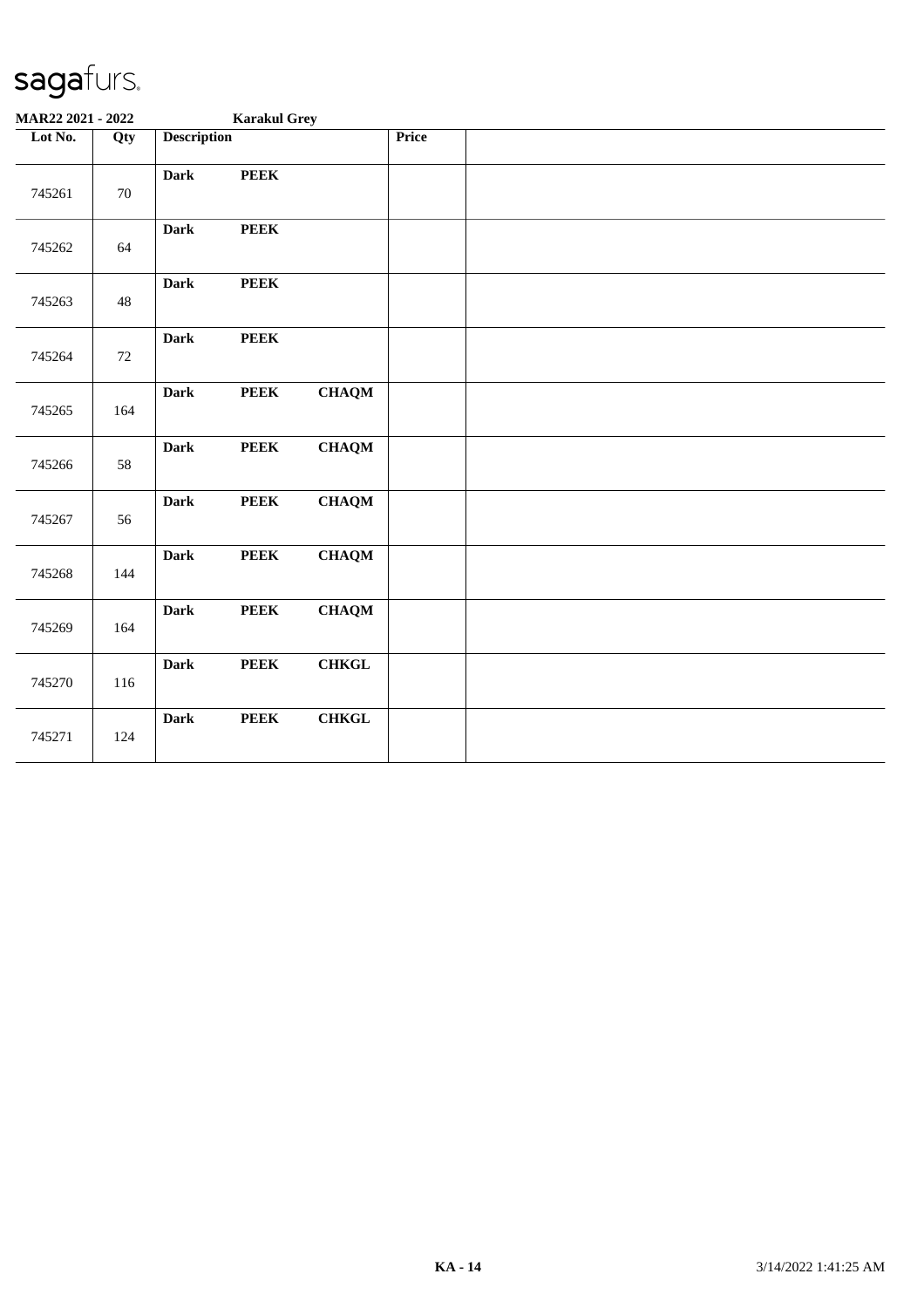**MAR22 2021 - 2022** **Karakul Grey**

| Lot No. | Qty | Description | | | Price | |
|---|---|---|---|---|---|---|
| 745261 | 70 | **Dark** | **PEEK** | | | |
| 745262 | 64 | **Dark** | **PEEK** | | | |
| 745263 | 48 | **Dark** | **PEEK** | | | |
| 745264 | 72 | **Dark** | **PEEK** | | | |
| 745265 | 164 | **Dark** | **PEEK** | **CHAQM** | | |
| 745266 | 58 | **Dark** | **PEEK** | **CHAQM** | | |
| 745267 | 56 | **Dark** | **PEEK** | **CHAQM** | | |
| 745268 | 144 | **Dark** | **PEEK** | **CHAQM** | | |
| 745269 | 164 | **Dark** | **PEEK** | **CHAQM** | | |
| 745270 | 116 | **Dark** | **PEEK** | **CHKGL** | | |
| 745271 | 124 | **Dark** | **PEEK** | **CHKGL** | | |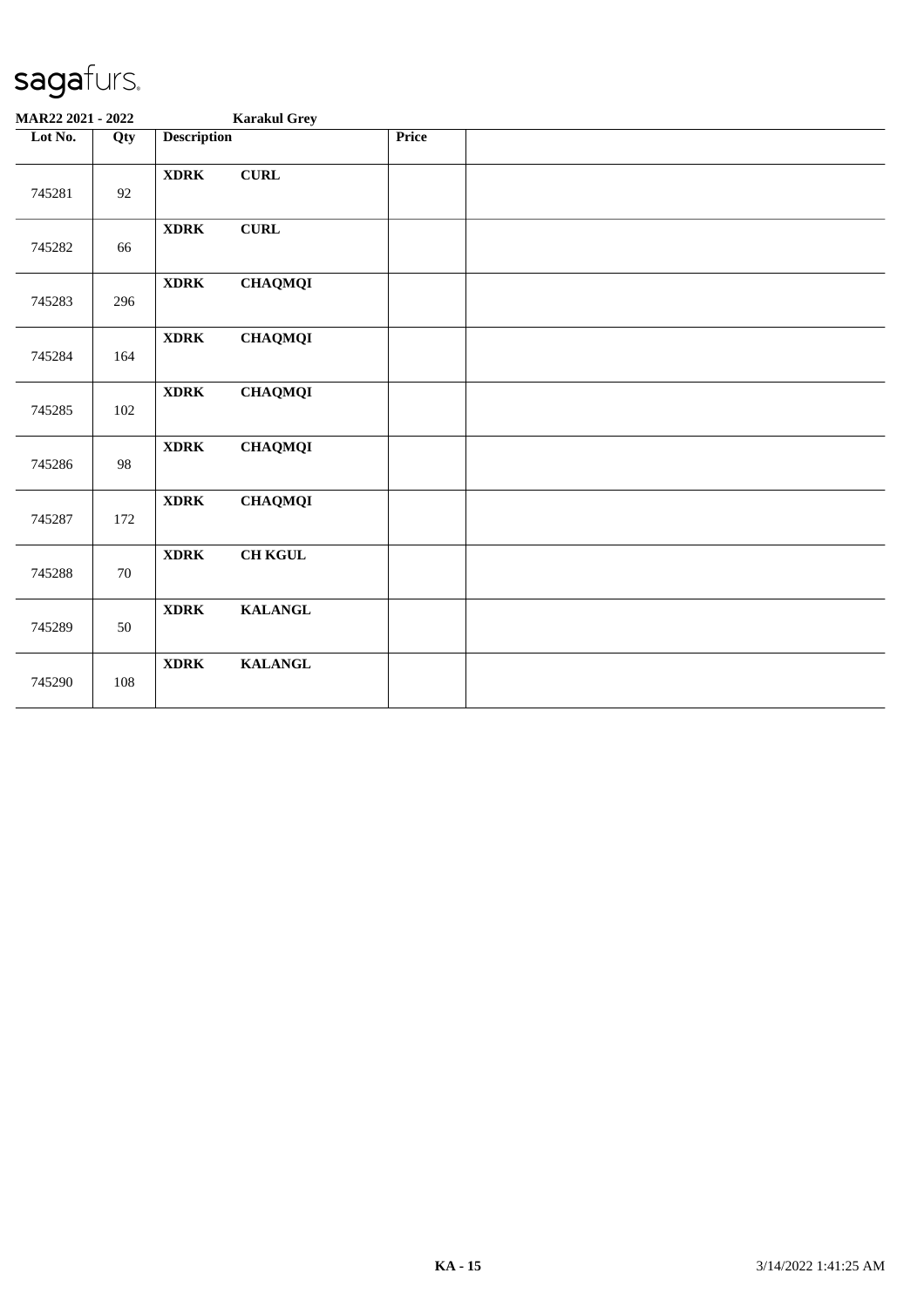**MAR22 2021 - 2022** **Karakul Grey**

| Lot No. | Qty | Description | | Price | |
|---|---|---|---|---|---|
| 745281 | 92 | **XDRK** | **CURL** | | |
| 745282 | 66 | **XDRK** | **CURL** | | |
| 745283 | 296 | **XDRK** | **CHAQMQI** | | |
| 745284 | 164 | **XDRK** | **CHAQMQI** | | |
| 745285 | 102 | **XDRK** | **CHAQMQI** | | |
| 745286 | 98 | **XDRK** | **CHAQMQI** | | |
| 745287 | 172 | **XDRK** | **CHAQMQI** | | |
| 745288 | 70 | **XDRK** | **CH KGUL** | | |
| 745289 | 50 | **XDRK** | **KALANGL** | | |
| 745290 | 108 | **XDRK** | **KALANGL** | | |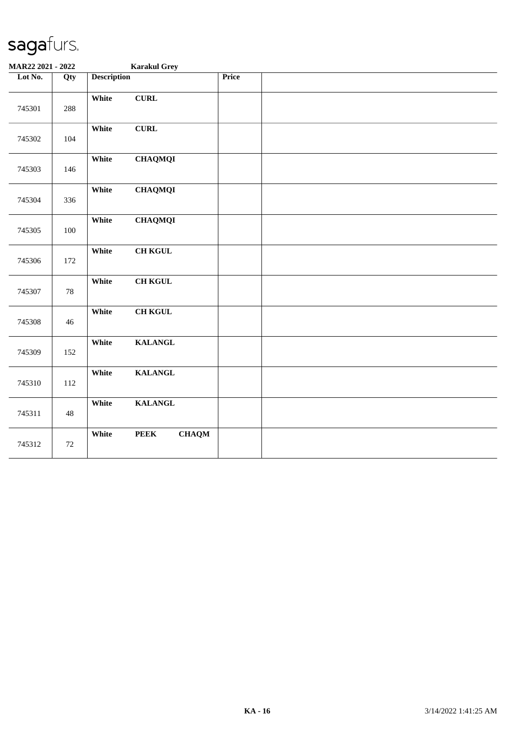sagafurs.

**MAR22 2021 - 2022** **Karakul Grey**

| Lot No. | Qty | Description | | | Price | |
|---|---|---|---|---|---|---|
| 745301 | 288 | **White** | **CURL** | | | |
| 745302 | 104 | **White** | **CURL** | | | |
| 745303 | 146 | **White** | **CHAQMQI** | | | |
| 745304 | 336 | **White** | **CHAQMQI** | | | |
| 745305 | 100 | **White** | **CHAQMQI** | | | |
| 745306 | 172 | **White** | **CH KGUL** | | | |
| 745307 | 78 | **White** | **CH KGUL** | | | |
| 745308 | 46 | **White** | **CH KGUL** | | | |
| 745309 | 152 | **White** | **KALANGL** | | | |
| 745310 | 112 | **White** | **KALANGL** | | | |
| 745311 | 48 | **White** | **KALANGL** | | | |
| 745312 | 72 | **White** | **PEEK** | **CHAQM** | | |

**KA - 16** 3/14/2022 1:41:25 AM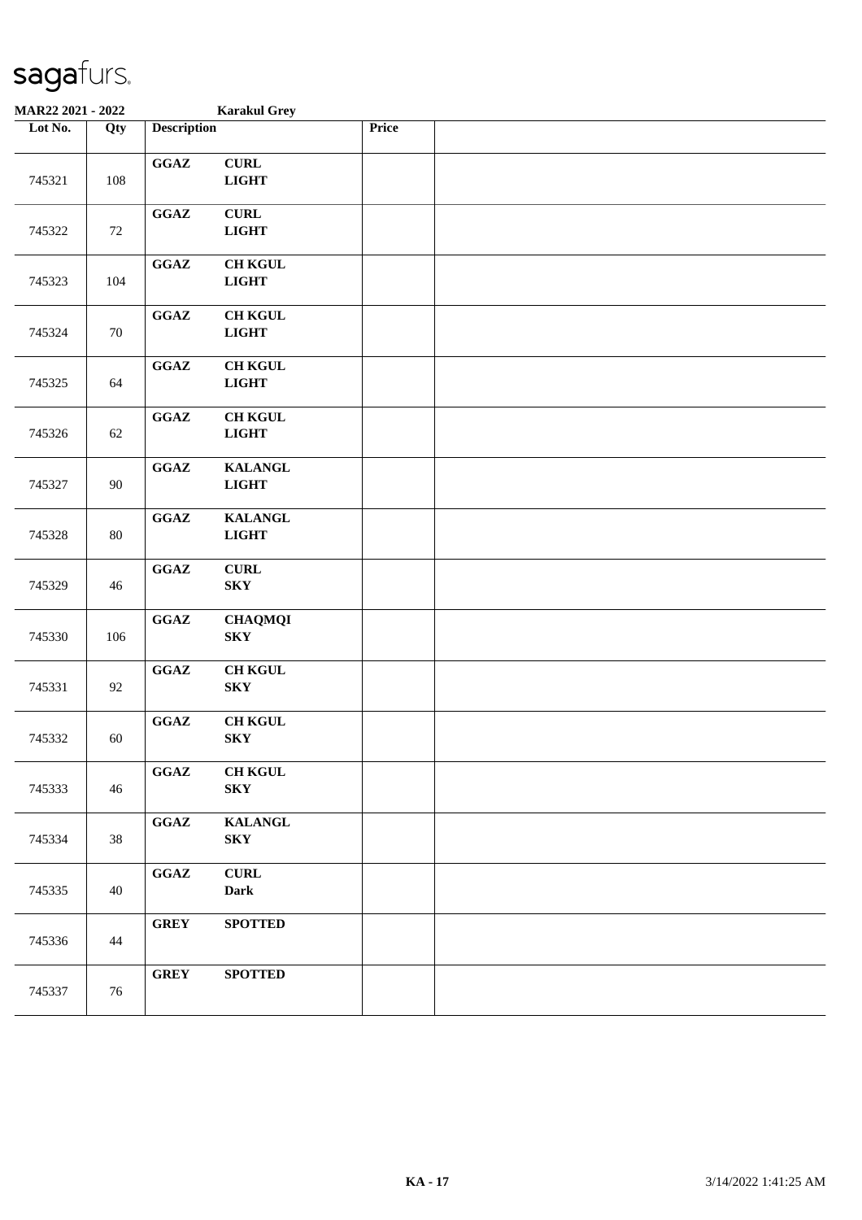sagafurs.

MAR22 2021 - 2022 Karakul Grey

| Lot No. | Qty | Description | | Price | |
|---|---|---|---|---|---|
| 745321 | 108 | GGAZ | CURL LIGHT | | |
| 745322 | 72 | GGAZ | CURL LIGHT | | |
| 745323 | 104 | GGAZ | CH KGUL LIGHT | | |
| 745324 | 70 | GGAZ | CH KGUL LIGHT | | |
| 745325 | 64 | GGAZ | CH KGUL LIGHT | | |
| 745326 | 62 | GGAZ | CH KGUL LIGHT | | |
| 745327 | 90 | GGAZ | KALANGL LIGHT | | |
| 745328 | 80 | GGAZ | KALANGL LIGHT | | |
| 745329 | 46 | GGAZ | CURL SKY | | |
| 745330 | 106 | GGAZ | CHAQMQI SKY | | |
| 745331 | 92 | GGAZ | CH KGUL SKY | | |
| 745332 | 60 | GGAZ | CH KGUL SKY | | |
| 745333 | 46 | GGAZ | CH KGUL SKY | | |
| 745334 | 38 | GGAZ | KALANGL SKY | | |
| 745335 | 40 | GGAZ | CURL Dark | | |
| 745336 | 44 | GREY | SPOTTED | | |
| 745337 | 76 | GREY | SPOTTED | | |

KA - 17 3/14/2022 1:41:25 AM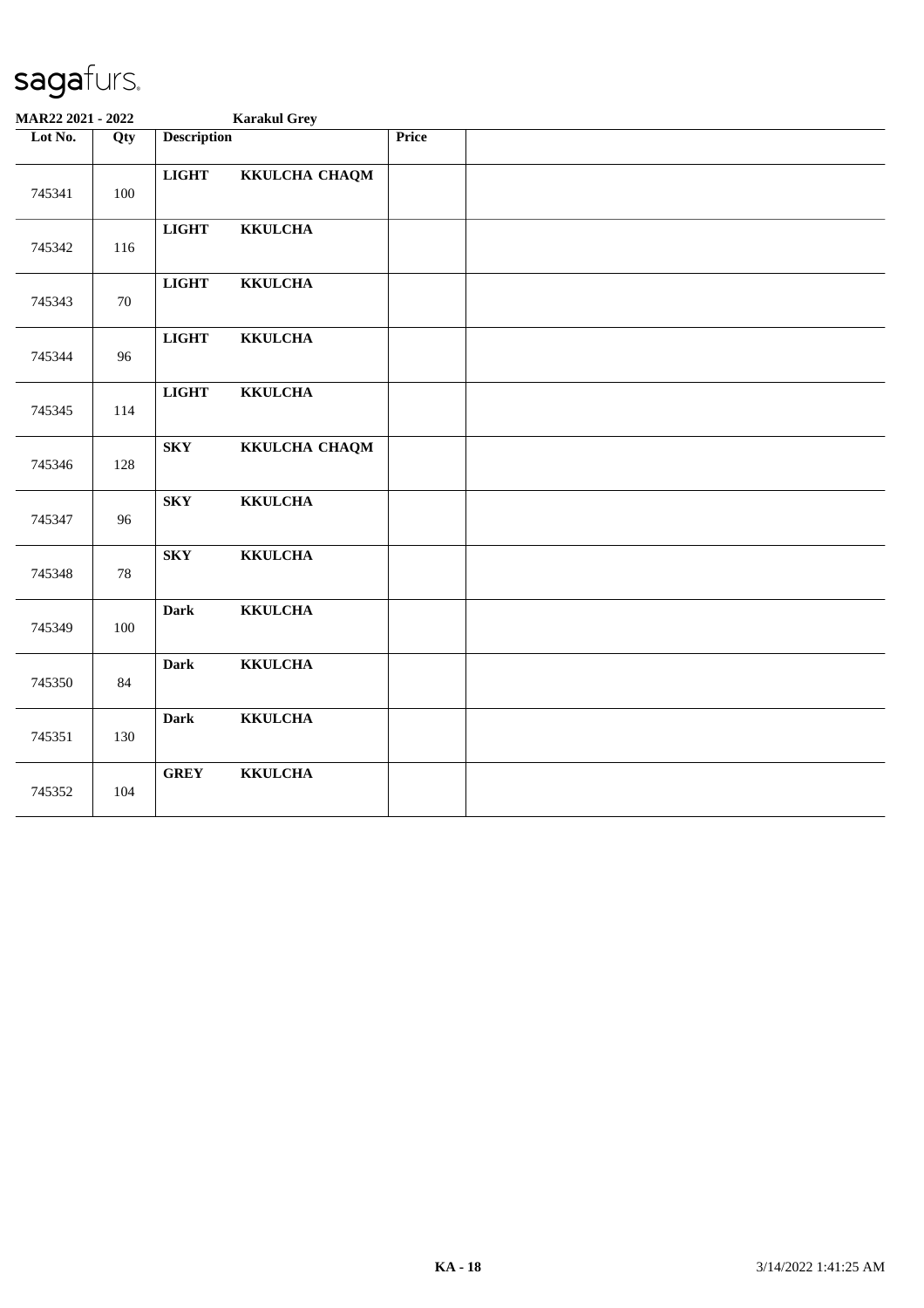**MAR22 2021 - 2022** **Karakul Grey**

| Lot No. | Qty | Description | | Price | |
|---|---|---|---|---|---|
| 745341 | 100 | **LIGHT** | **KKULCHA CHAQM** | | |
| 745342 | 116 | **LIGHT** | **KKULCHA** | | |
| 745343 | 70 | **LIGHT** | **KKULCHA** | | |
| 745344 | 96 | **LIGHT** | **KKULCHA** | | |
| 745345 | 114 | **LIGHT** | **KKULCHA** | | |
| 745346 | 128 | **SKY** | **KKULCHA CHAQM** | | |
| 745347 | 96 | **SKY** | **KKULCHA** | | |
| 745348 | 78 | **SKY** | **KKULCHA** | | |
| 745349 | 100 | **Dark** | **KKULCHA** | | |
| 745350 | 84 | **Dark** | **KKULCHA** | | |
| 745351 | 130 | **Dark** | **KKULCHA** | | |
| 745352 | 104 | **GREY** | **KKULCHA** | | |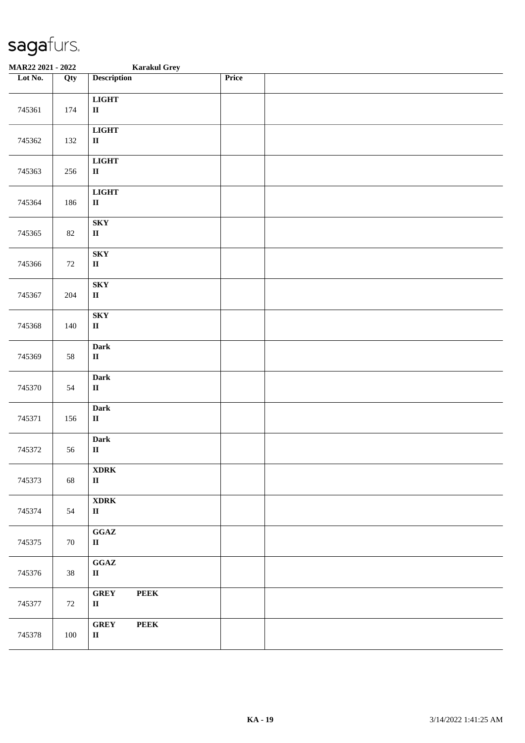**MAR22 2021 - 2022** **Karakul Grey**

| Lot No. | Qty | Description | Price | |
|---|---|---|---|---|
| 745361 | 174 | **LIGHT**<br>**II** | | |
| 745362 | 132 | **LIGHT**<br>**II** | | |
| 745363 | 256 | **LIGHT**<br>**II** | | |
| 745364 | 186 | **LIGHT**<br>**II** | | |
| 745365 | 82 | **SKY**<br>**II** | | |
| 745366 | 72 | **SKY**<br>**II** | | |
| 745367 | 204 | **SKY**<br>**II** | | |
| 745368 | 140 | **SKY**<br>**II** | | |
| 745369 | 58 | **Dark**<br>**II** | | |
| 745370 | 54 | **Dark**<br>**II** | | |
| 745371 | 156 | **Dark**<br>**II** | | |
| 745372 | 56 | **Dark**<br>**II** | | |
| 745373 | 68 | **XDRK**<br>**II** | | |
| 745374 | 54 | **XDRK**<br>**II** | | |
| 745375 | 70 | **GGAZ**<br>**II** | | |
| 745376 | 38 | **GGAZ**<br>**II** | | |
| 745377 | 72 | **GREY PEEK**<br>**II** | | |
| 745378 | 100 | **GREY PEEK**<br>**II** | | |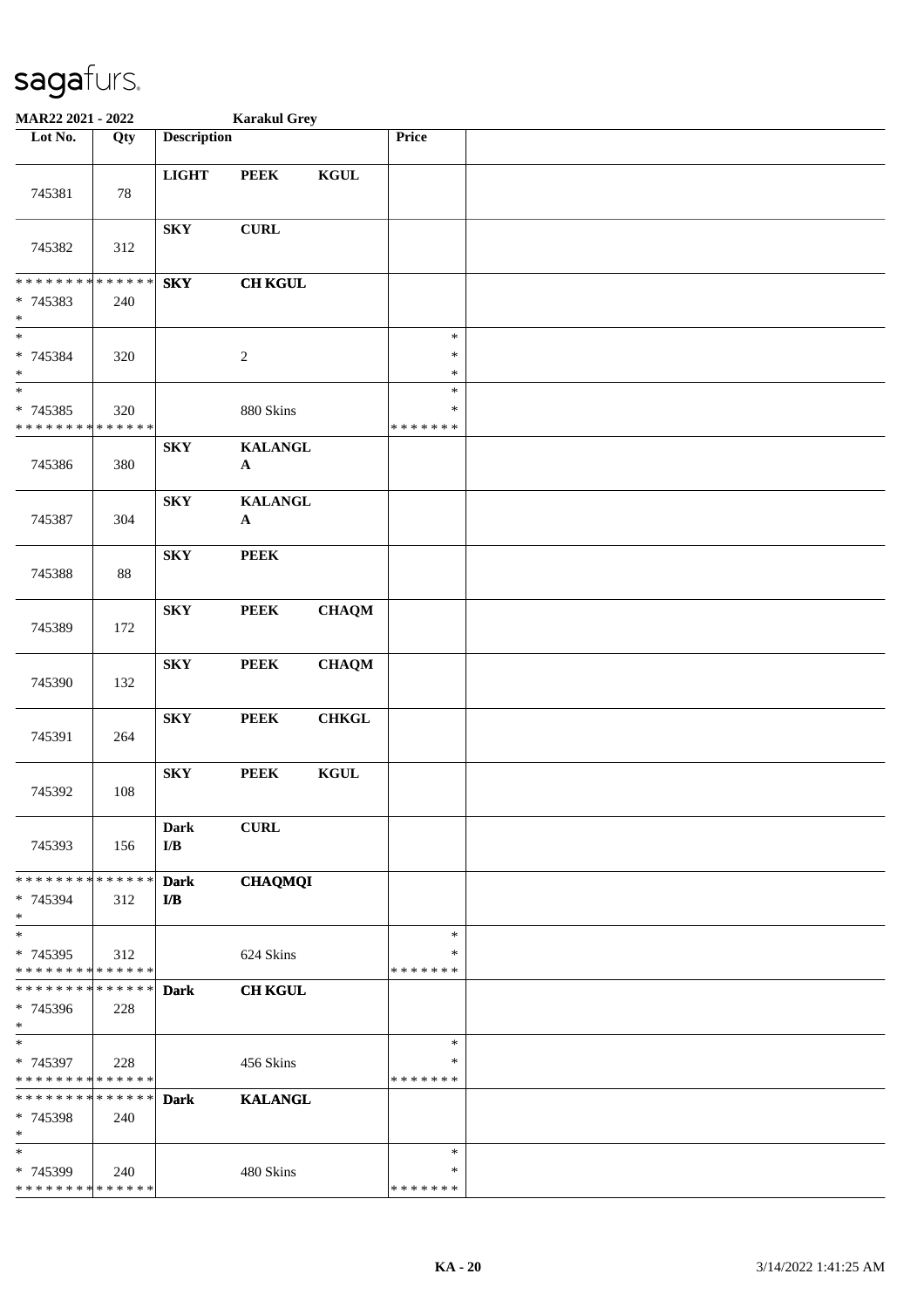# sagafurs.

**MAR22 2021 - 2022** **Karakul Grey**

| Lot No. | Qty | Description | | | Price | |
|---|---|---|---|---|---|---|
| 745381 | 78 | **LIGHT** | **PEEK** | **KGUL** | | |
| 745382 | 312 | **SKY** | **CURL** | | | |
| * * * * * * * * * * * * * * | | **SKY** | **CH KGUL** | | | |
| * 745383 | 240 | | | | | |
| * | | | | | | |
| * | | | | | * | |
| * 745384 | 320 | | 2 | | * | |
| * | | | | | * | |
| * | | | | | * | |
| * 745385 | 320 | | 880 Skins | | * | |
| * * * * * * * * * * * * * * | | | | | * * * * * * * | |
| 745386 | 380 | **SKY** | **KALANGL A** | | | |
| 745387 | 304 | **SKY** | **KALANGL A** | | | |
| 745388 | 88 | **SKY** | **PEEK** | | | |
| 745389 | 172 | **SKY** | **PEEK** | **CHAQM** | | |
| 745390 | 132 | **SKY** | **PEEK** | **CHAQM** | | |
| 745391 | 264 | **SKY** | **PEEK** | **CHKGL** | | |
| 745392 | 108 | **SKY** | **PEEK** | **KGUL** | | |
| 745393 | 156 | **Dark I/B** | **CURL** | | | |
| * * * * * * * * * * * * * * | | **Dark I/B** | **CHAQMQI** | | | |
| * 745394 | 312 | | | | | |
| * | | | | | | |
| * | | | | | * | |
| * 745395 | 312 | | 624 Skins | | * | |
| * * * * * * * * * * * * * * | | | | | * * * * * * * | |
| * * * * * * * * * * * * * * | | **Dark** | **CH KGUL** | | | |
| * 745396 | 228 | | | | | |
| * | | | | | | |
| * | | | | | * | |
| * 745397 | 228 | | 456 Skins | | * | |
| * * * * * * * * * * * * * * | | | | | * * * * * * * | |
| * * * * * * * * * * * * * * | | **Dark** | **KALANGL** | | | |
| * 745398 | 240 | | | | | |
| * | | | | | | |
| * | | | | | * | |
| * 745399 | 240 | | 480 Skins | | * | |
| * * * * * * * * * * * * * * | | | | | * * * * * * * | |

KA - 20 3/14/2022 1:41:25 AM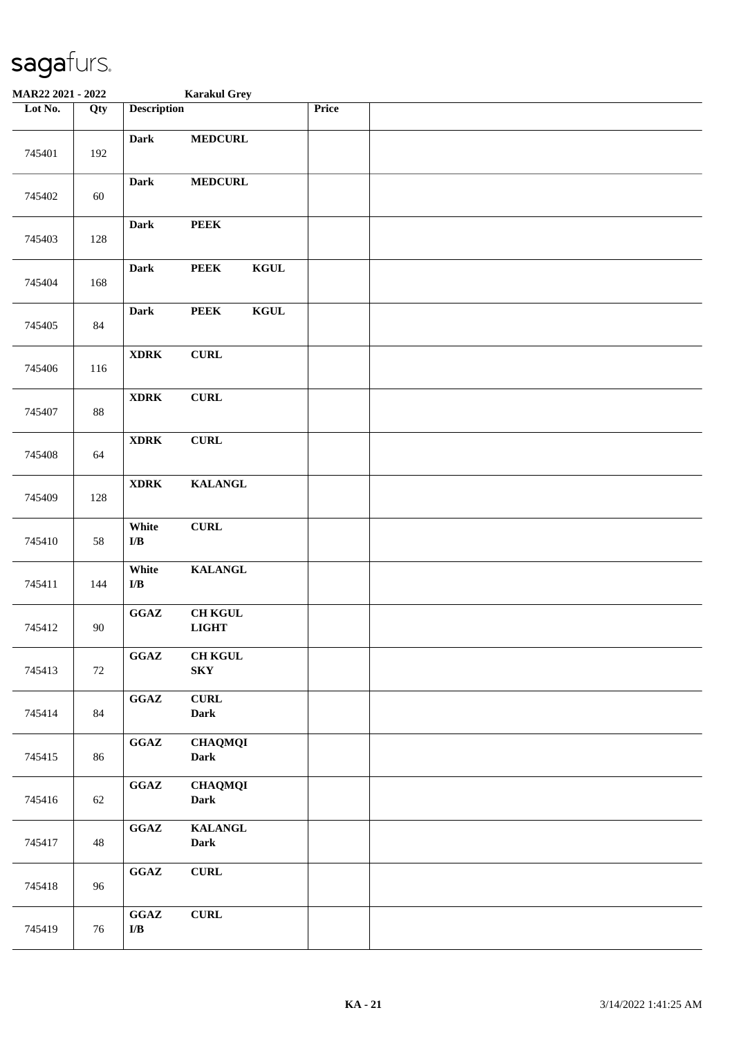sagafurs.

**MAR22 2021 - 2022** **Karakul Grey**

| Lot No. | Qty | Description | Price | |
|---|---|---|---|---|
| 745401 | 192 | **Dark** **MEDCURL** | | |
| 745402 | 60 | **Dark** **MEDCURL** | | |
| 745403 | 128 | **Dark** **PEEK** | | |
| 745404 | 168 | **Dark** **PEEK** **KGUL** | | |
| 745405 | 84 | **Dark** **PEEK** **KGUL** | | |
| 745406 | 116 | **XDRK** **CURL** | | |
| 745407 | 88 | **XDRK** **CURL** | | |
| 745408 | 64 | **XDRK** **CURL** | | |
| 745409 | 128 | **XDRK** **KALANGL** | | |
| 745410 | 58 | **White** **CURL** **I/B** | | |
| 745411 | 144 | **White** **KALANGL** **I/B** | | |
| 745412 | 90 | **GGAZ** **CH KGUL** **LIGHT** | | |
| 745413 | 72 | **GGAZ** **CH KGUL** **SKY** | | |
| 745414 | 84 | **GGAZ** **CURL** **Dark** | | |
| 745415 | 86 | **GGAZ** **CHAQMQI** **Dark** | | |
| 745416 | 62 | **GGAZ** **CHAQMQI** **Dark** | | |
| 745417 | 48 | **GGAZ** **KALANGL** **Dark** | | |
| 745418 | 96 | **GGAZ** **CURL** | | |
| 745419 | 76 | **GGAZ** **CURL** **I/B** | | |

KA - 21 3/14/2022 1:41:25 AM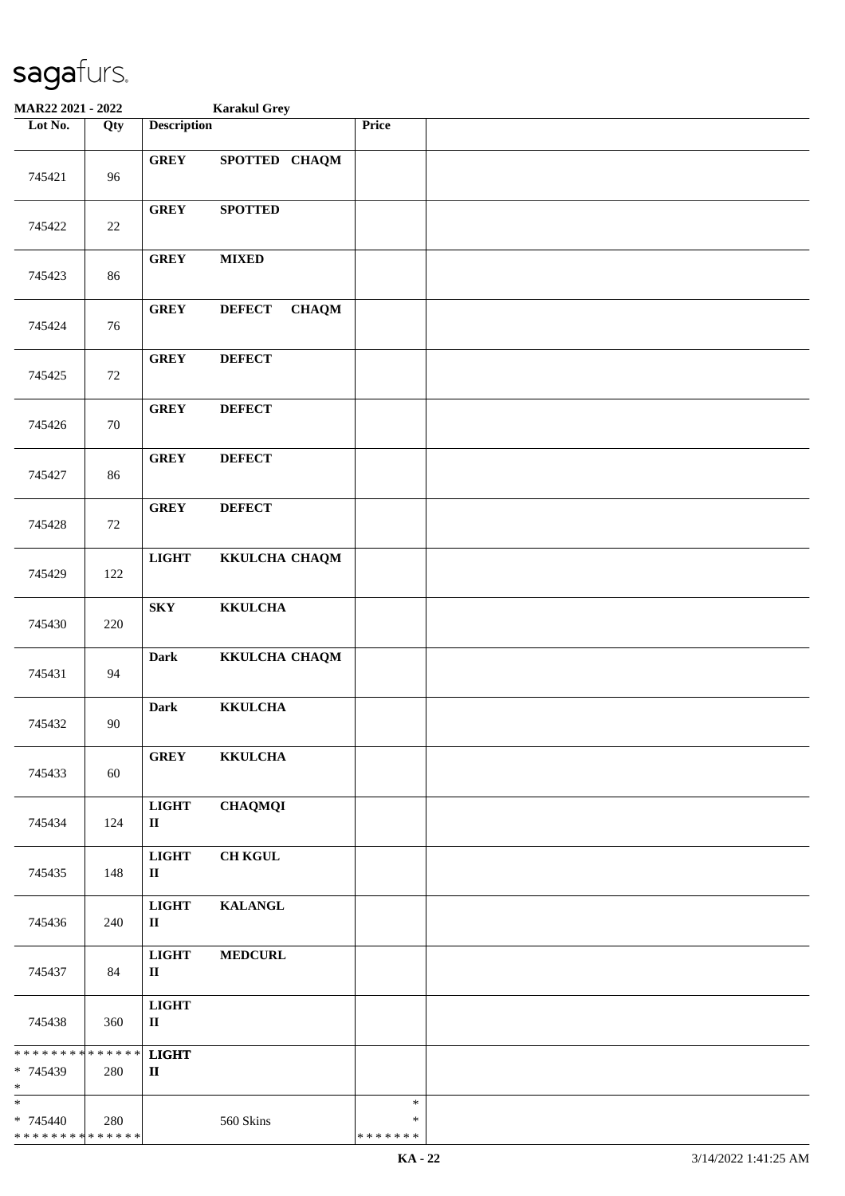**MAR22 2021 - 2022** **Karakul Grey**

| Lot No. | Qty | Description | Price | |
|---|---|---|---|---|
| 745421 | 96 | **GREY SPOTTED CHAQM** | | |
| 745422 | 22 | **GREY SPOTTED** | | |
| 745423 | 86 | **GREY MIXED** | | |
| 745424 | 76 | **GREY DEFECT CHAQM** | | |
| 745425 | 72 | **GREY DEFECT** | | |
| 745426 | 70 | **GREY DEFECT** | | |
| 745427 | 86 | **GREY DEFECT** | | |
| 745428 | 72 | **GREY DEFECT** | | |
| 745429 | 122 | **LIGHT KKULCHA CHAQM** | | |
| 745430 | 220 | **SKY KKULCHA** | | |
| 745431 | 94 | **Dark KKULCHA CHAQM** | | |
| 745432 | 90 | **Dark KKULCHA** | | |
| 745433 | 60 | **GREY KKULCHA** | | |
| 745434 | 124 | **LIGHT II CHAQMQI** | | |
| 745435 | 148 | **LIGHT II CH KGUL** | | |
| 745436 | 240 | **LIGHT II KALANGL** | | |
| 745437 | 84 | **LIGHT II MEDCURL** | | |
| 745438 | 360 | **LIGHT II** | | |
| * * * * * * * * * * * * * * <br>* 745439 <br>* | 280 | **LIGHT II** | | |
| * <br>* 745440 <br>* * * * * * * * * * * * * * | 280 | 560 Skins | * <br>* <br>* * * * * * * | |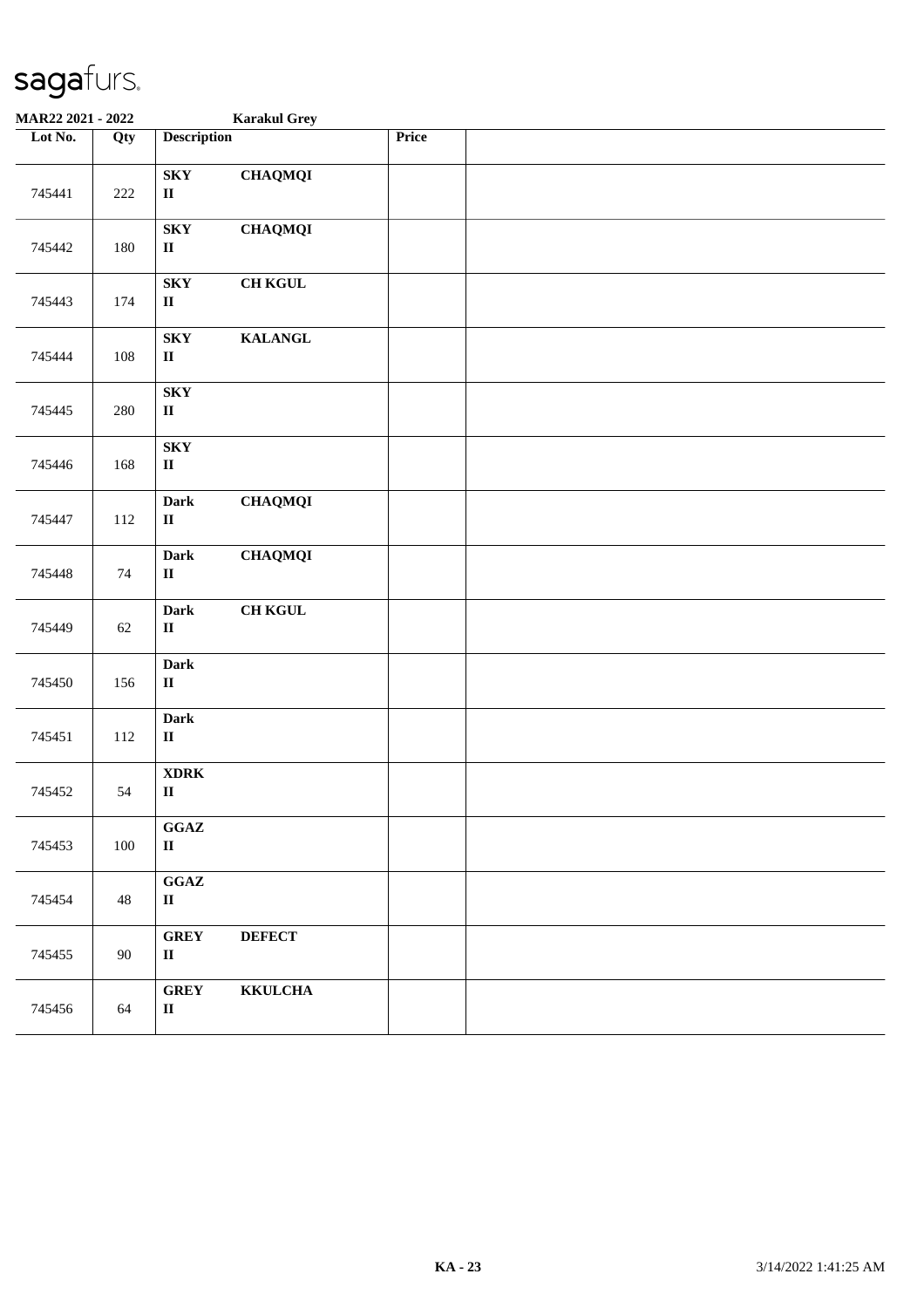# sagafurs.

**MAR22 2021 - 2022** **Karakul Grey**

| Lot No. | Qty | Description | | Price | |
|---|---|---|---|---|---|
| 745441 | 222 | **SKY** **II** | **CHAQMQI** | | |
| 745442 | 180 | **SKY** **II** | **CHAQMQI** | | |
| 745443 | 174 | **SKY** **II** | **CH KGUL** | | |
| 745444 | 108 | **SKY** **II** | **KALANGL** | | |
| 745445 | 280 | **SKY** **II** | | | |
| 745446 | 168 | **SKY** **II** | | | |
| 745447 | 112 | **Dark** **II** | **CHAQMQI** | | |
| 745448 | 74 | **Dark** **II** | **CHAQMQI** | | |
| 745449 | 62 | **Dark** **II** | **CH KGUL** | | |
| 745450 | 156 | **Dark** **II** | | | |
| 745451 | 112 | **Dark** **II** | | | |
| 745452 | 54 | **XDRK** **II** | | | |
| 745453 | 100 | **GGAZ** **II** | | | |
| 745454 | 48 | **GGAZ** **II** | | | |
| 745455 | 90 | **GREY** **II** | **DEFECT** | | |
| 745456 | 64 | **GREY** **II** | **KKULCHA** | | |

**KA - 23** 3/14/2022 1:41:25 AM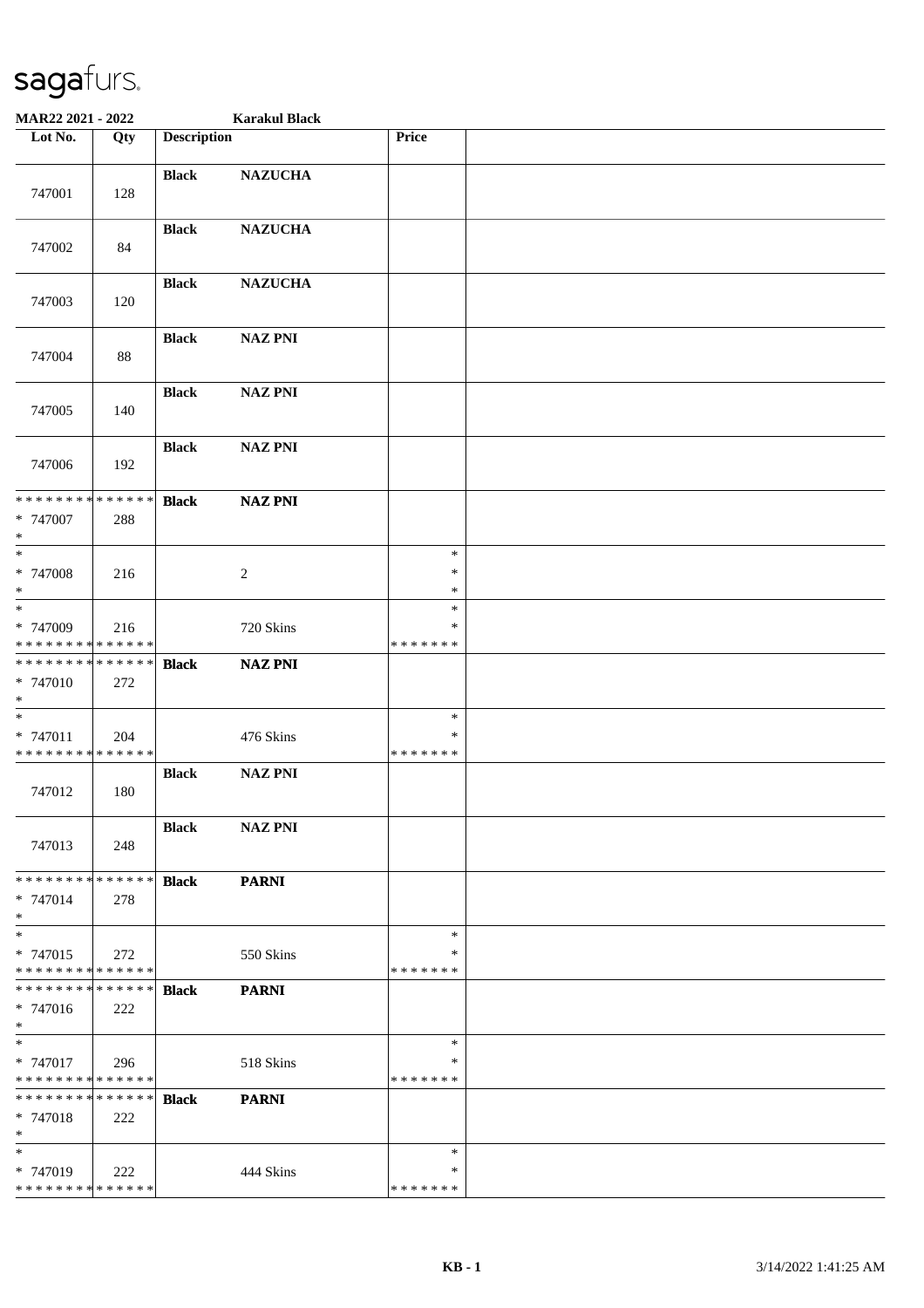sagafurs.

**MAR22 2021 - 2022** **Karakul Black**

| Lot No. | Qty | Description | | Price | |
|---|---|---|---|---|---|
| 747001 | 128 | **Black** | **NAZUCHA** | | |
| 747002 | 84 | **Black** | **NAZUCHA** | | |
| 747003 | 120 | **Black** | **NAZUCHA** | | |
| 747004 | 88 | **Black** | **NAZ PNI** | | |
| 747005 | 140 | **Black** | **NAZ PNI** | | |
| 747006 | 192 | **Black** | **NAZ PNI** | | |
| * * * * * * * * * * * * * * <br>* 747007 <br>* | 288 | **Black** | **NAZ PNI** | | |
| * <br>* 747008 <br>* | 216 | | 2 | * <br>* <br>* | |
| * <br>* 747009 <br>* * * * * * * * * * * * * * | 216 | | 720 Skins | * <br>* <br>* * * * * * * | |
| * * * * * * * * * * * * * * <br>* 747010 <br>* | 272 | **Black** | **NAZ PNI** | | |
| * <br>* 747011 <br>* * * * * * * * * * * * * * | 204 | | 476 Skins | * <br>* <br>* * * * * * * | |
| 747012 | 180 | **Black** | **NAZ PNI** | | |
| 747013 | 248 | **Black** | **NAZ PNI** | | |
| * * * * * * * * * * * * * * <br>* 747014 <br>* | 278 | **Black** | **PARNI** | | |
| * <br>* 747015 <br>* * * * * * * * * * * * * * | 272 | | 550 Skins | * <br>* <br>* * * * * * * | |
| * * * * * * * * * * * * * * <br>* 747016 <br>* | 222 | **Black** | **PARNI** | | |
| * <br>* 747017 <br>* * * * * * * * * * * * * * | 296 | | 518 Skins | * <br>* <br>* * * * * * * | |
| * * * * * * * * * * * * * * <br>* 747018 <br>* | 222 | **Black** | **PARNI** | | |
| * <br>* 747019 <br>* * * * * * * * * * * * * * | 222 | | 444 Skins | * <br>* <br>* * * * * * * | |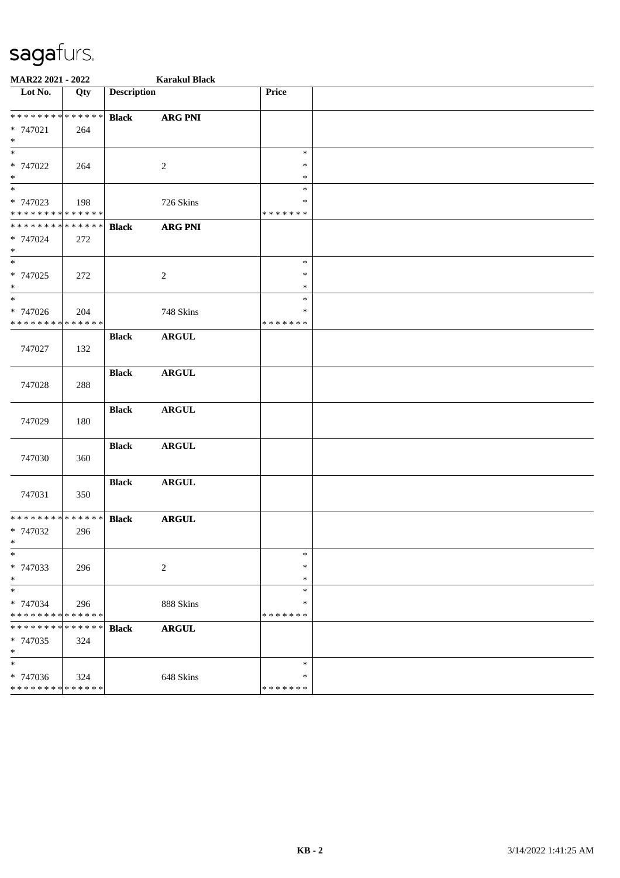**MAR22 2021 - 2022** **Karakul Black**

| Lot No. | Qty | Description | | Price | |
|---|---|---|---|---|---|
| * * * * * * * * * * * * * * | | **Black** | **ARG PNI** | | |
| * 747021 | 264 | | | | |
| * | | | | | |
| * | | | | * | |
| * 747022 | 264 | | 2 | * | |
| * | | | | * | |
| * | | | | * | |
| * 747023 | 198 | | 726 Skins | * | |
| * * * * * * * * * * * * * * | | | | * * * * * * * | |
| * * * * * * * * * * * * * * | | **Black** | **ARG PNI** | | |
| * 747024 | 272 | | | | |
| * | | | | | |
| * | | | | * | |
| * 747025 | 272 | | 2 | * | |
| * | | | | * | |
| * | | | | * | |
| * 747026 | 204 | | 748 Skins | * | |
| * * * * * * * * * * * * * * | | | | * * * * * * * | |
| | | **Black** | **ARGUL** | | |
| 747027 | 132 | | | | |
| | | **Black** | **ARGUL** | | |
| 747028 | 288 | | | | |
| | | **Black** | **ARGUL** | | |
| 747029 | 180 | | | | |
| | | **Black** | **ARGUL** | | |
| 747030 | 360 | | | | |
| | | **Black** | **ARGUL** | | |
| 747031 | 350 | | | | |
| * * * * * * * * * * * * * * | | **Black** | **ARGUL** | | |
| * 747032 | 296 | | | | |
| * | | | | | |
| * | | | | * | |
| * 747033 | 296 | | 2 | * | |
| * | | | | * | |
| * | | | | * | |
| * 747034 | 296 | | 888 Skins | * | |
| * * * * * * * * * * * * * * | | | | * * * * * * * | |
| * * * * * * * * * * * * * * | | **Black** | **ARGUL** | | |
| * 747035 | 324 | | | | |
| * | | | | | |
| * | | | | * | |
| * 747036 | 324 | | 648 Skins | * | |
| * * * * * * * * * * * * * * | | | | * * * * * * * | |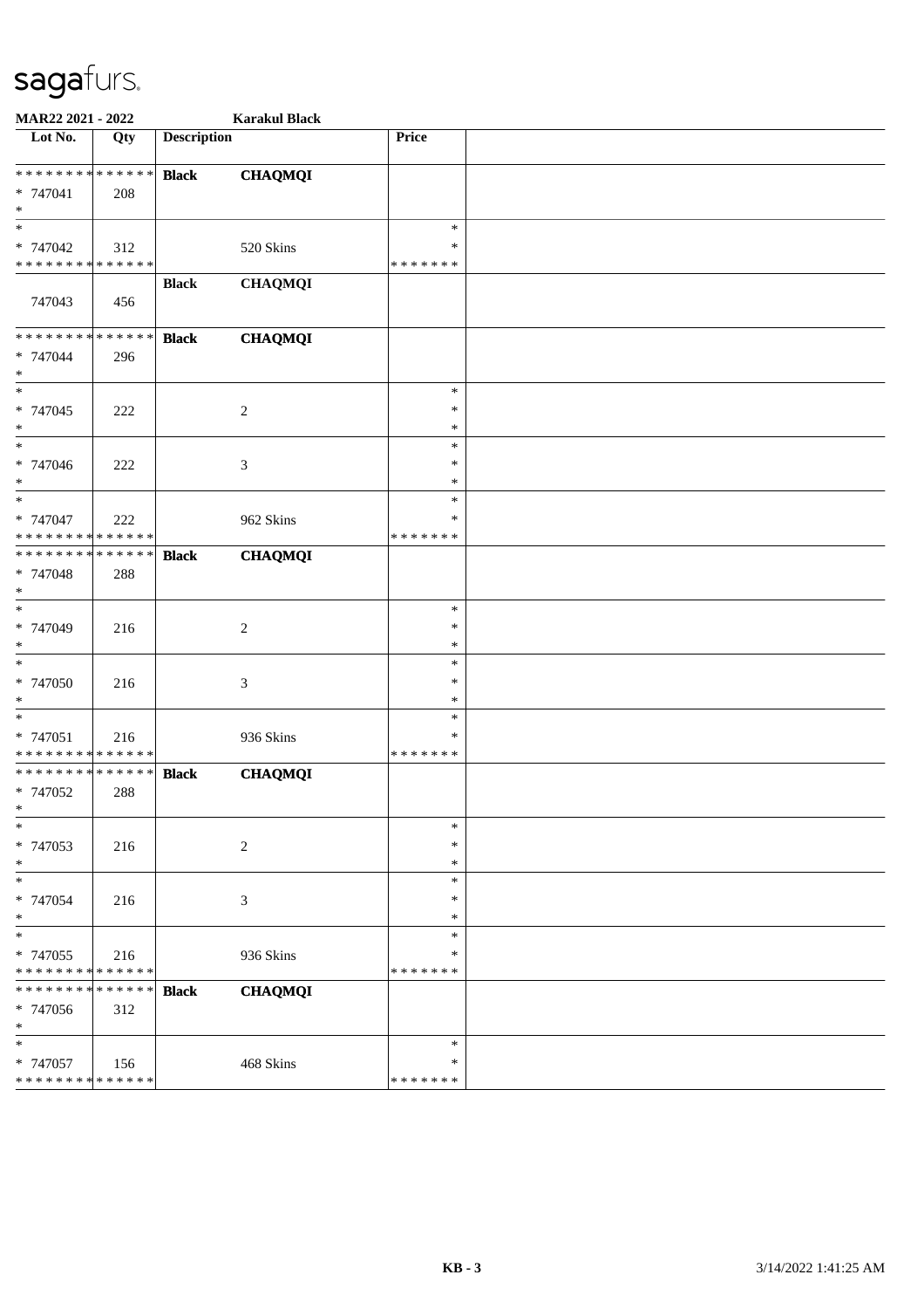sagafurs.

**MAR22 2021 - 2022** **Karakul Black**

| Lot No. | Qty | Description | | Price | |
|---|---|---|---|---|---|
| * * * * * * * * * * * * * * | | **Black** | **CHAQMQI** | | |
| * 747041 | 208 | | | | |
| * | | | | | |
| * | | | | * | |
| * 747042 | 312 | | 520 Skins | * | |
| * * * * * * * * * * * * * * | | | | * * * * * * * | |
| | | **Black** | **CHAQMQI** | | |
| 747043 | 456 | | | | |
| * * * * * * * * * * * * * * | | **Black** | **CHAQMQI** | | |
| * 747044 | 296 | | | | |
| * | | | | | |
| * | | | | * | |
| * 747045 | 222 | | 2 | * | |
| * | | | | * | |
| * | | | | * | |
| * 747046 | 222 | | 3 | * | |
| * | | | | * | |
| * | | | | * | |
| * 747047 | 222 | | 962 Skins | * | |
| * * * * * * * * * * * * * * | | | | * * * * * * * | |
| * * * * * * * * * * * * * * | | **Black** | **CHAQMQI** | | |
| * 747048 | 288 | | | | |
| * | | | | | |
| * | | | | * | |
| * 747049 | 216 | | 2 | * | |
| * | | | | * | |
| * | | | | * | |
| * 747050 | 216 | | 3 | * | |
| * | | | | * | |
| * | | | | * | |
| * 747051 | 216 | | 936 Skins | * | |
| * * * * * * * * * * * * * * | | | | * * * * * * * | |
| * * * * * * * * * * * * * * | | **Black** | **CHAQMQI** | | |
| * 747052 | 288 | | | | |
| * | | | | | |
| * | | | | * | |
| * 747053 | 216 | | 2 | * | |
| * | | | | * | |
| * | | | | * | |
| * 747054 | 216 | | 3 | * | |
| * | | | | * | |
| * | | | | * | |
| * 747055 | 216 | | 936 Skins | * | |
| * * * * * * * * * * * * * * | | | | * * * * * * * | |
| * * * * * * * * * * * * * * | | **Black** | **CHAQMQI** | | |
| * 747056 | 312 | | | | |
| * | | | | | |
| * | | | | * | |
| * 747057 | 156 | | 468 Skins | * | |
| * * * * * * * * * * * * * * | | | | * * * * * * * | |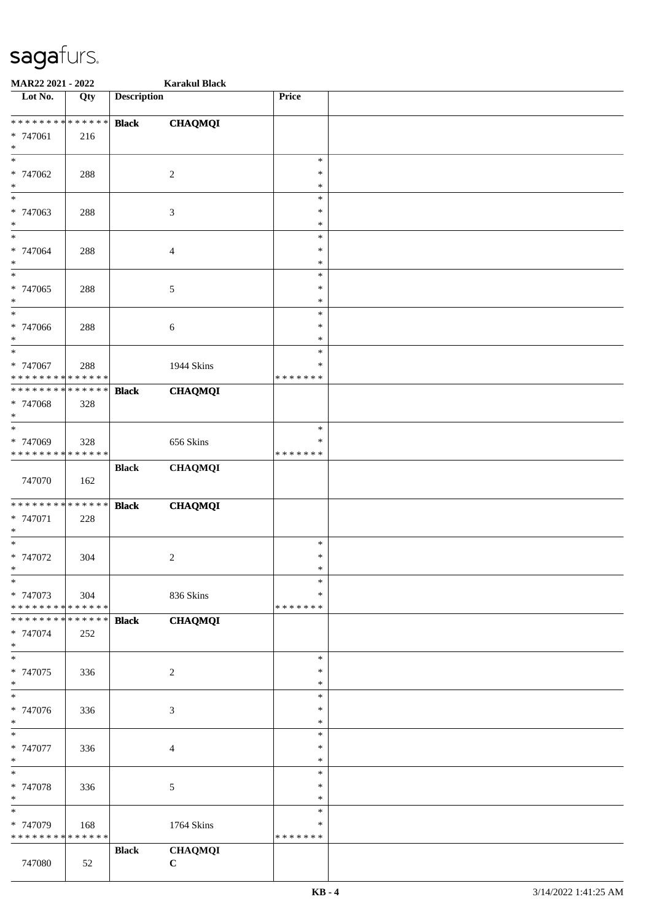# sagafurs.

**MAR22 2021 - 2022** **Karakul Black**

| Lot No. | Qty | Description | | Price |
|---|---|---|---|---|
| * * * * * * * * * * * * * * | | **Black** | **CHAQMQI** | |
| * 747061 | 216 | | | |
| * | | | | |
| * | | | | * |
| * 747062 | 288 | | 2 | * |
| * | | | | * |
| * | | | | * |
| * 747063 | 288 | | 3 | * |
| * | | | | * |
| * | | | | * |
| * 747064 | 288 | | 4 | * |
| * | | | | * |
| * | | | | * |
| * 747065 | 288 | | 5 | * |
| * | | | | * |
| * | | | | * |
| * 747066 | 288 | | 6 | * |
| * | | | | * |
| * | | | | * |
| * 747067 | 288 | | 1944 Skins | * |
| * * * * * * * * * * * * * * | | | | * * * * * * * |
| * * * * * * * * * * * * * * | | **Black** | **CHAQMQI** | |
| * 747068 | 328 | | | |
| * | | | | |
| * | | | | * |
| * 747069 | 328 | | 656 Skins | * |
| * * * * * * * * * * * * * * | | | | * * * * * * * |
| | | **Black** | **CHAQMQI** | |
| 747070 | 162 | | | |
| * * * * * * * * * * * * * * | | **Black** | **CHAQMQI** | |
| * 747071 | 228 | | | |
| * | | | | |
| * | | | | * |
| * 747072 | 304 | | 2 | * |
| * | | | | * |
| * | | | | * |
| * 747073 | 304 | | 836 Skins | * |
| * * * * * * * * * * * * * * | | | | * * * * * * * |
| * * * * * * * * * * * * * * | | **Black** | **CHAQMQI** | |
| * 747074 | 252 | | | |
| * | | | | |
| * | | | | * |
| * 747075 | 336 | | 2 | * |
| * | | | | * |
| * | | | | * |
| * 747076 | 336 | | 3 | * |
| * | | | | * |
| * | | | | * |
| * 747077 | 336 | | 4 | * |
| * | | | | * |
| * | | | | * |
| * 747078 | 336 | | 5 | * |
| * | | | | * |
| * | | | | * |
| * 747079 | 168 | | 1764 Skins | * |
| * * * * * * * * * * * * * * | | | | * * * * * * * |
| | | **Black** | **CHAQMQI** | |
| 747080 | 52 | | **C** | |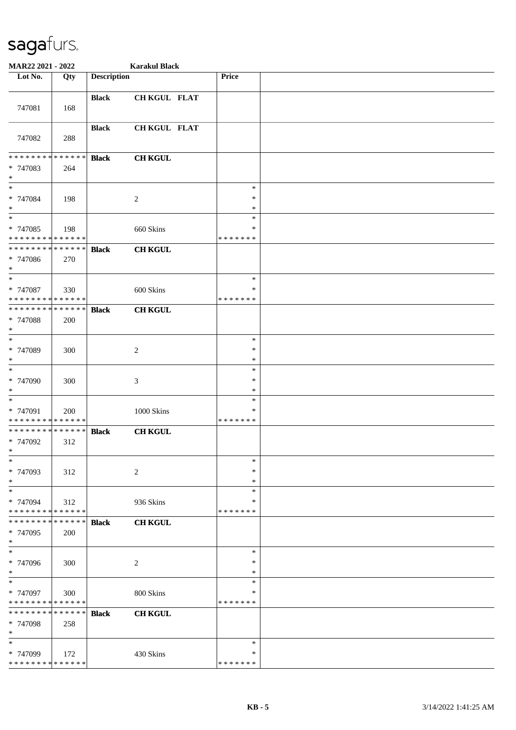**MAR22 2021 - 2022** **Karakul Black**

| Lot No. | Qty | Description | | Price | |
|---|---|---|---|---|---|
| 747081 | 168 | **Black** | **CH KGUL FLAT** | | |
| 747082 | 288 | **Black** | **CH KGUL FLAT** | | |
| * * * * * * * * * * * * * * <br> * 747083 <br> * | 264 | **Black** | **CH KGUL** | | |
| * <br> * 747084 <br> * | 198 | | 2 | * <br> * <br> * | |
| * <br> * 747085 <br> * * * * * * * * * * * * * * | 198 | | 660 Skins | * <br> * <br> * * * * * * * | |
| * * * * * * * * * * * * * * <br> * 747086 <br> * | 270 | **Black** | **CH KGUL** | | |
| * <br> * 747087 <br> * * * * * * * * * * * * * * | 330 | | 600 Skins | * <br> * <br> * * * * * * * | |
| * * * * * * * * * * * * * * <br> * 747088 <br> * | 200 | **Black** | **CH KGUL** | | |
| * <br> * 747089 <br> * | 300 | | 2 | * <br> * <br> * | |
| * <br> * 747090 <br> * | 300 | | 3 | * <br> * <br> * | |
| * <br> * 747091 <br> * * * * * * * * * * * * * * | 200 | | 1000 Skins | * <br> * <br> * * * * * * * | |
| * * * * * * * * * * * * * * <br> * 747092 <br> * | 312 | **Black** | **CH KGUL** | | |
| * <br> * 747093 <br> * | 312 | | 2 | * <br> * <br> * | |
| * <br> * 747094 <br> * * * * * * * * * * * * * * | 312 | | 936 Skins | * <br> * <br> * * * * * * * | |
| * * * * * * * * * * * * * * <br> * 747095 <br> * | 200 | **Black** | **CH KGUL** | | |
| * <br> * 747096 <br> * | 300 | | 2 | * <br> * <br> * | |
| * <br> * 747097 <br> * * * * * * * * * * * * * * | 300 | | 800 Skins | * <br> * <br> * * * * * * * | |
| * * * * * * * * * * * * * * <br> * 747098 <br> * | 258 | **Black** | **CH KGUL** | | |
| * <br> * 747099 <br> * * * * * * * * * * * * * * | 172 | | 430 Skins | * <br> * <br> * * * * * * * | |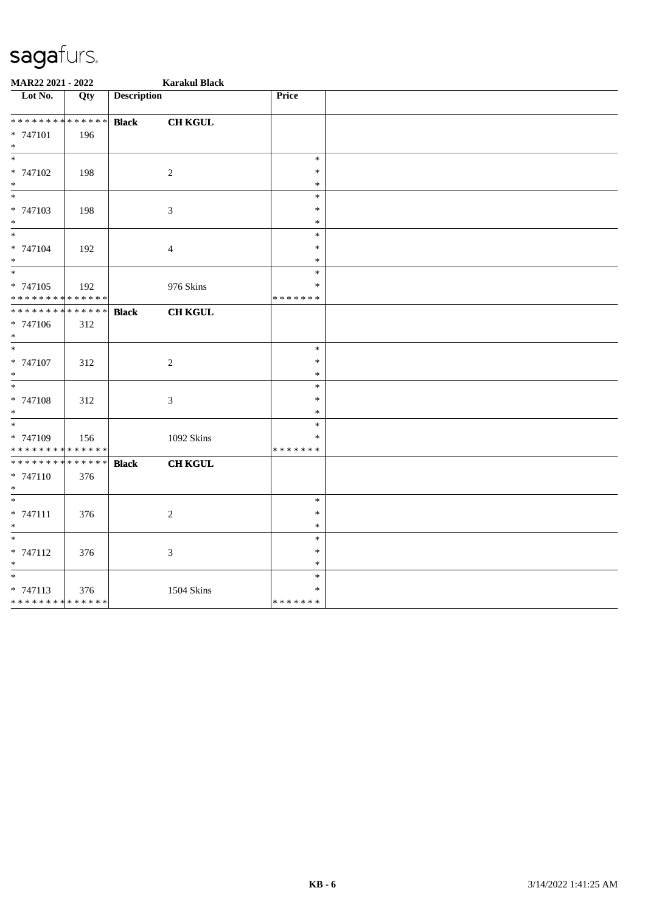# sagafurs.

**MAR22 2021 - 2022** **Karakul Black**

| Lot No. | Qty | Description | | Price | |
|---|---|---|---|---|---|
| * * * * * * * * * * * * * * | | **Black** | **CH KGUL** | | |
| * 747101 | 196 | | | | |
| * | | | | | |
| * | | | | * | |
| * 747102 | 198 | | 2 | * | |
| * | | | | * | |
| * | | | | * | |
| * 747103 | 198 | | 3 | * | |
| * | | | | * | |
| * | | | | * | |
| * 747104 | 192 | | 4 | * | |
| * | | | | * | |
| * | | | | * | |
| * 747105 | 192 | | 976 Skins | * | |
| * * * * * * * * * * * * * * | | | | * * * * * * * | |
| * * * * * * * * * * * * * * | | **Black** | **CH KGUL** | | |
| * 747106 | 312 | | | | |
| * | | | | | |
| * | | | | * | |
| * 747107 | 312 | | 2 | * | |
| * | | | | * | |
| * | | | | * | |
| * 747108 | 312 | | 3 | * | |
| * | | | | * | |
| * | | | | * | |
| * 747109 | 156 | | 1092 Skins | * | |
| * * * * * * * * * * * * * * | | | | * * * * * * * | |
| * * * * * * * * * * * * * * | | **Black** | **CH KGUL** | | |
| * 747110 | 376 | | | | |
| * | | | | | |
| * | | | | * | |
| * 747111 | 376 | | 2 | * | |
| * | | | | * | |
| * | | | | * | |
| * 747112 | 376 | | 3 | * | |
| * | | | | * | |
| * | | | | * | |
| * 747113 | 376 | | 1504 Skins | * | |
| * * * * * * * * * * * * * * | | | | * * * * * * * | |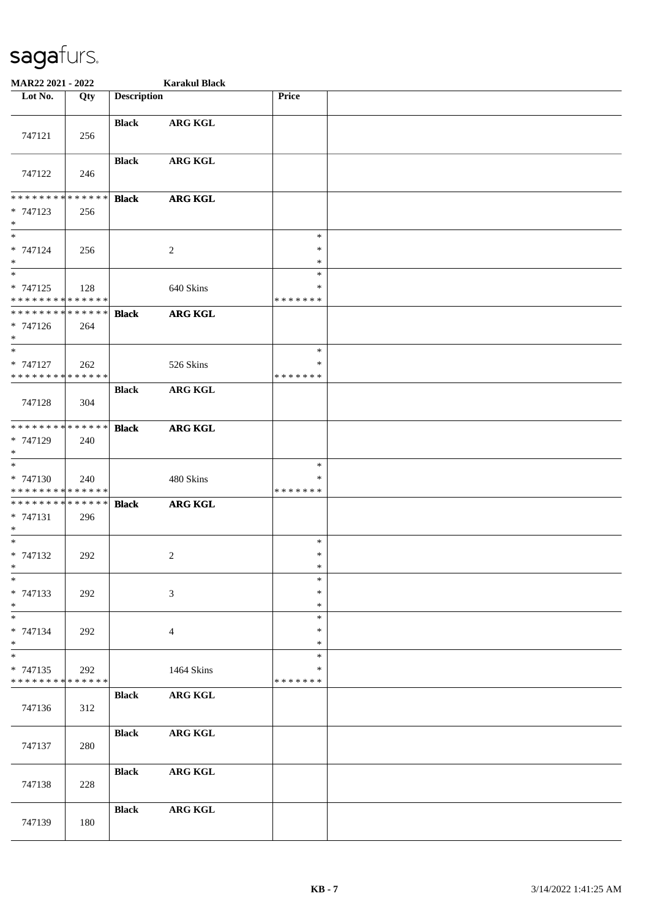sagafurs.

**MAR22 2021 - 2022** **Karakul Black**

| Lot No. | Qty | Description | | Price | |
|---|---|---|---|---|---|
| 747121 | 256 | **Black** | **ARG KGL** | | |
| 747122 | 246 | **Black** | **ARG KGL** | | |
| * * * * * * * * * * * * * *<br>* 747123<br>* | 256 | **Black** | **ARG KGL** | | |
| *<br>* 747124<br>* | 256 | | 2 | *<br>*<br>* | |
| *<br>* 747125<br>* * * * * * * * * * * * * * | 128 | | 640 Skins | *<br>*<br>* * * * * * * | |
| * * * * * * * * * * * * * *<br>* 747126<br>* | 264 | **Black** | **ARG KGL** | | |
| *<br>* 747127<br>* * * * * * * * * * * * * * | 262 | | 526 Skins | *<br>*<br>* * * * * * * | |
| 747128 | 304 | **Black** | **ARG KGL** | | |
| * * * * * * * * * * * * * *<br>* 747129<br>* | 240 | **Black** | **ARG KGL** | | |
| *<br>* 747130<br>* * * * * * * * * * * * * * | 240 | | 480 Skins | *<br>*<br>* * * * * * * | |
| * * * * * * * * * * * * * *<br>* 747131<br>* | 296 | **Black** | **ARG KGL** | | |
| *<br>* 747132<br>* | 292 | | 2 | *<br>*<br>* | |
| *<br>* 747133<br>* | 292 | | 3 | *<br>*<br>* | |
| *<br>* 747134<br>* | 292 | | 4 | *<br>*<br>* | |
| *<br>* 747135<br>* * * * * * * * * * * * * * | 292 | | 1464 Skins | *<br>*<br>* * * * * * * | |
| 747136 | 312 | **Black** | **ARG KGL** | | |
| 747137 | 280 | **Black** | **ARG KGL** | | |
| 747138 | 228 | **Black** | **ARG KGL** | | |
| 747139 | 180 | **Black** | **ARG KGL** | | |

**KB - 7** 3/14/2022 1:41:25 AM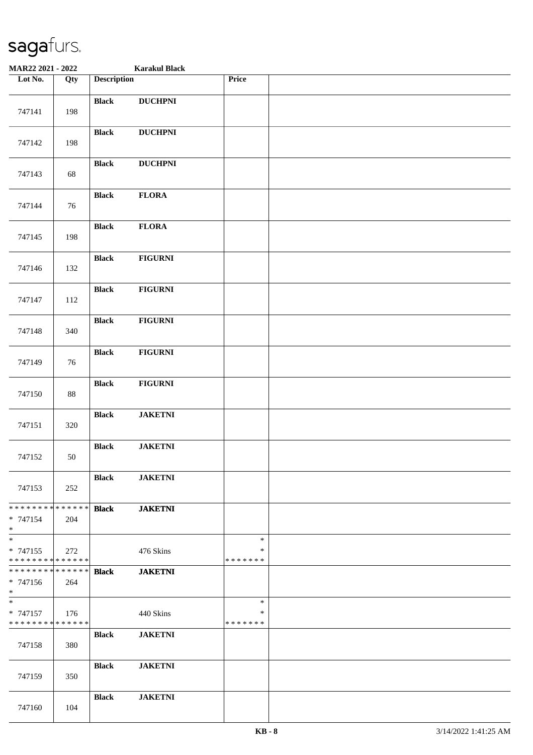**MAR22 2021 - 2022** **Karakul Black**

| Lot No. | Qty | Description | | Price | |
|---|---|---|---|---|---|
| 747141 | 198 | **Black** | **DUCHPNI** | | |
| 747142 | 198 | **Black** | **DUCHPNI** | | |
| 747143 | 68 | **Black** | **DUCHPNI** | | |
| 747144 | 76 | **Black** | **FLORA** | | |
| 747145 | 198 | **Black** | **FLORA** | | |
| 747146 | 132 | **Black** | **FIGURNI** | | |
| 747147 | 112 | **Black** | **FIGURNI** | | |
| 747148 | 340 | **Black** | **FIGURNI** | | |
| 747149 | 76 | **Black** | **FIGURNI** | | |
| 747150 | 88 | **Black** | **FIGURNI** | | |
| 747151 | 320 | **Black** | **JAKETNI** | | |
| 747152 | 50 | **Black** | **JAKETNI** | | |
| 747153 | 252 | **Black** | **JAKETNI** | | |
| * 747154 | 204 | **Black** | **JAKETNI** | | |
| * 747155 | 272 | | 476 Skins | * | |
| * 747156 | 264 | **Black** | **JAKETNI** | | |
| * 747157 | 176 | | 440 Skins | * | |
| 747158 | 380 | **Black** | **JAKETNI** | | |
| 747159 | 350 | **Black** | **JAKETNI** | | |
| 747160 | 104 | **Black** | **JAKETNI** | | |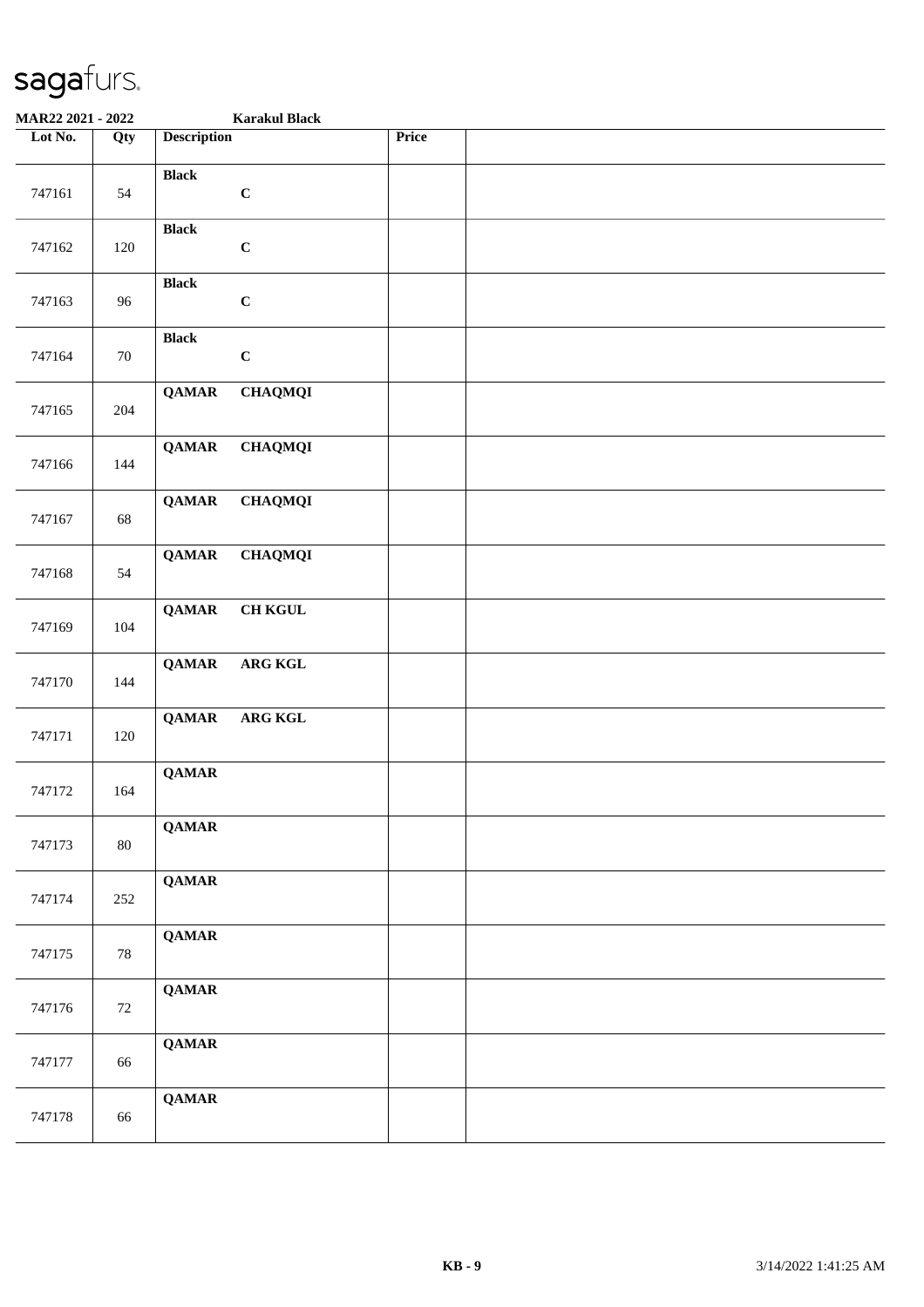# sagafurs.

**MAR22 2021 - 2022** **Karakul Black**

| Lot No. | Qty | Description | Price | |
|---|---|---|---|---|
| 747161 | 54 | **Black** **C** | | |
| 747162 | 120 | **Black** **C** | | |
| 747163 | 96 | **Black** **C** | | |
| 747164 | 70 | **Black** **C** | | |
| 747165 | 204 | **QAMAR CHAQMQI** | | |
| 747166 | 144 | **QAMAR CHAQMQI** | | |
| 747167 | 68 | **QAMAR CHAQMQI** | | |
| 747168 | 54 | **QAMAR CHAQMQI** | | |
| 747169 | 104 | **QAMAR CH KGUL** | | |
| 747170 | 144 | **QAMAR ARG KGL** | | |
| 747171 | 120 | **QAMAR ARG KGL** | | |
| 747172 | 164 | **QAMAR** | | |
| 747173 | 80 | **QAMAR** | | |
| 747174 | 252 | **QAMAR** | | |
| 747175 | 78 | **QAMAR** | | |
| 747176 | 72 | **QAMAR** | | |
| 747177 | 66 | **QAMAR** | | |
| 747178 | 66 | **QAMAR** | | |

**KB - 9** 3/14/2022 1:41:25 AM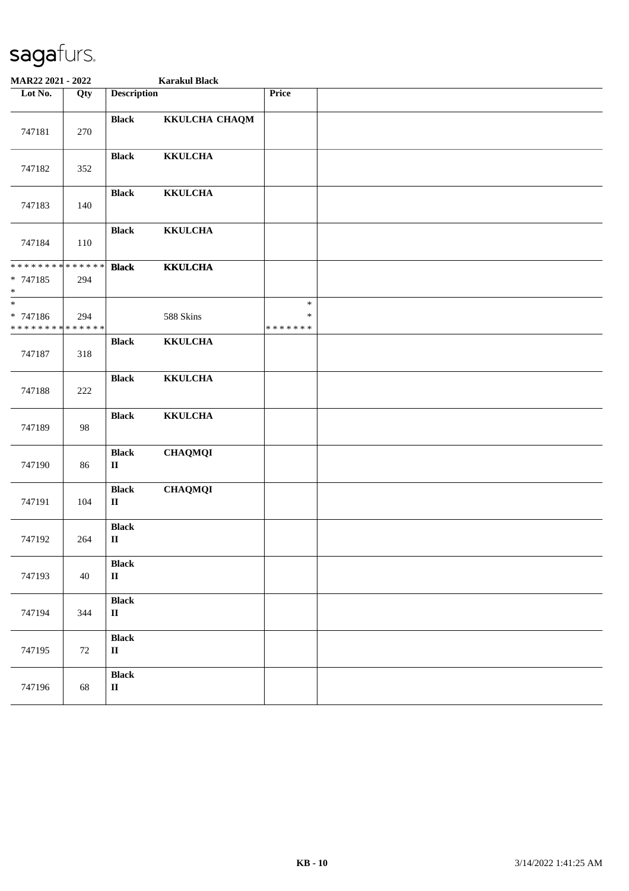**MAR22 2021 - 2022** **Karakul Black**

| Lot No. | Qty | Description | | Price | |
|---|---|---|---|---|---|
| 747181 | 270 | **Black** | **KKULCHA CHAQM** | | |
| 747182 | 352 | **Black** | **KKULCHA** | | |
| 747183 | 140 | **Black** | **KKULCHA** | | |
| 747184 | 110 | **Black** | **KKULCHA** | | |
| * * * * * * * * * * * * * * <br>* 747185 <br>* | 294 | **Black** | **KKULCHA** | | |
| * <br>* 747186 <br>* * * * * * * * * * * * * * | 294 | | 588 Skins | * <br>* <br>* * * * * * * | |
| 747187 | 318 | **Black** | **KKULCHA** | | |
| 747188 | 222 | **Black** | **KKULCHA** | | |
| 747189 | 98 | **Black** | **KKULCHA** | | |
| 747190 | 86 | **Black** <br>**II** | **CHAQMQI** | | |
| 747191 | 104 | **Black** <br>**II** | **CHAQMQI** | | |
| 747192 | 264 | **Black** <br>**II** | | | |
| 747193 | 40 | **Black** <br>**II** | | | |
| 747194 | 344 | **Black** <br>**II** | | | |
| 747195 | 72 | **Black** <br>**II** | | | |
| 747196 | 68 | **Black** <br>**II** | | | |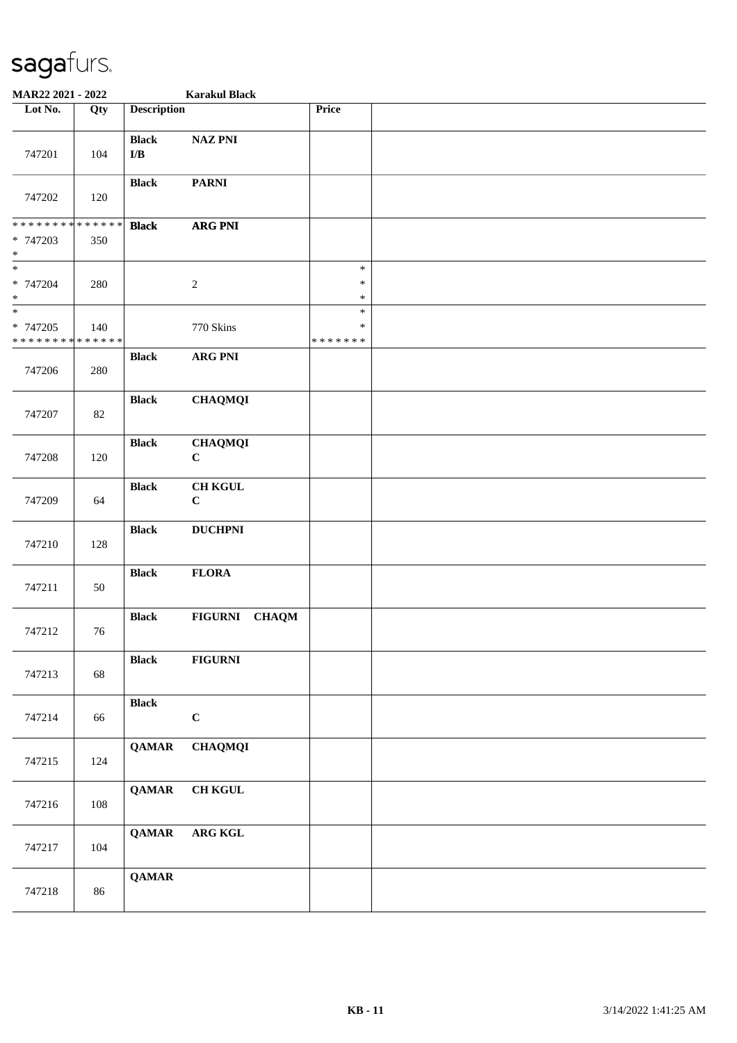**MAR22 2021 - 2022** **Karakul Black**

| Lot No. | Qty | Description | | Price | |
|---|---|---|---|---|---|
| 747201 | 104 | **Black** **I/B** | **NAZ PNI** | | |
| 747202 | 120 | **Black** | **PARNI** | | |
| * * * * * * * * * * * * * * <br>* 747203<br>* | 350 | **Black** | **ARG PNI** | | |
| *<br>* 747204<br>* | 280 | | 2 | *<br>*<br>* | |
| *<br>* 747205<br>* * * * * * * * * * * * * * | 140 | | 770 Skins | *<br>*<br>* * * * * * * | |
| 747206 | 280 | **Black** | **ARG PNI** | | |
| 747207 | 82 | **Black** | **CHAQMQI** | | |
| 747208 | 120 | **Black** | **CHAQMQI** **C** | | |
| 747209 | 64 | **Black** | **CH KGUL** **C** | | |
| 747210 | 128 | **Black** | **DUCHPNI** | | |
| 747211 | 50 | **Black** | **FLORA** | | |
| 747212 | 76 | **Black** | **FIGURNI CHAQM** | | |
| 747213 | 68 | **Black** | **FIGURNI** | | |
| 747214 | 66 | **Black** | **C** | | |
| 747215 | 124 | **QAMAR** | **CHAQMQI** | | |
| 747216 | 108 | **QAMAR** | **CH KGUL** | | |
| 747217 | 104 | **QAMAR** | **ARG KGL** | | |
| 747218 | 86 | **QAMAR** | | | |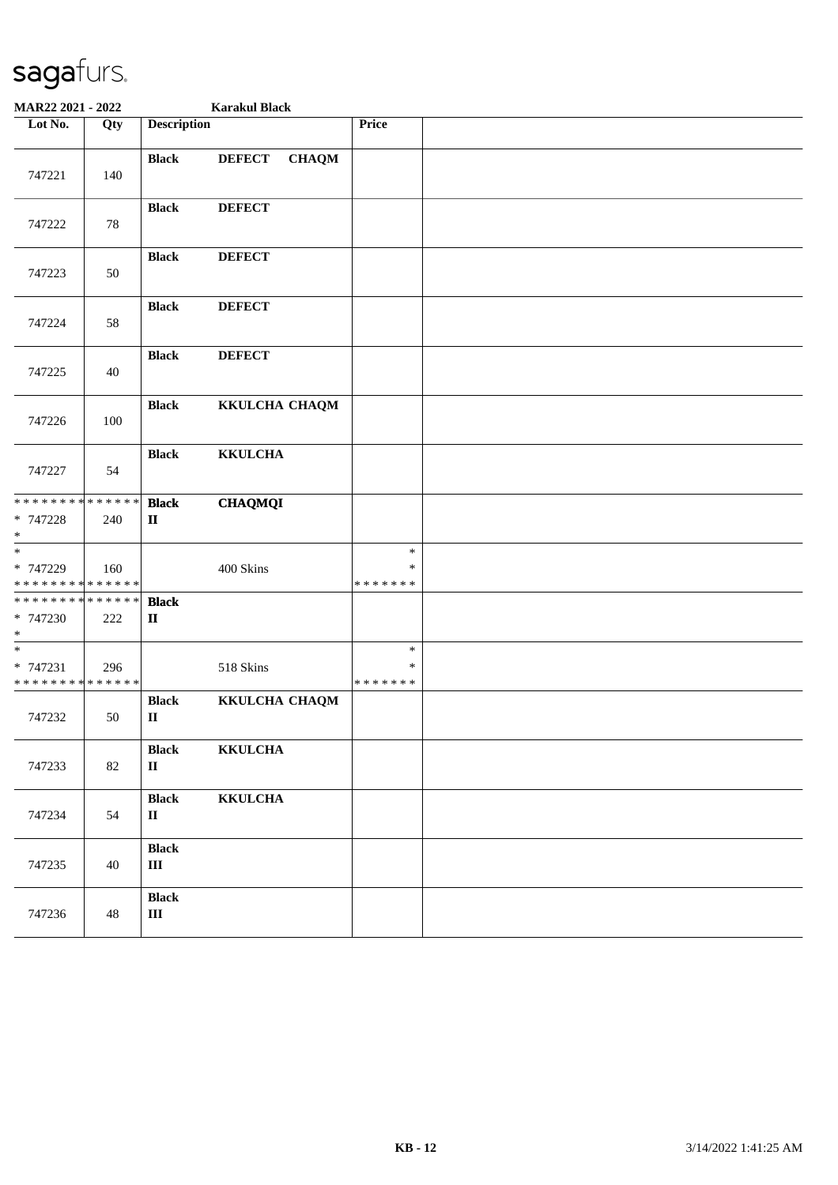MAR22 2021 - 2022 — Karakul Black

| Lot No. | Qty | Description | Price | |
|---|---|---|---|---|
| 747221 | 140 | **Black** **DEFECT** **CHAQM** | | |
| 747222 | 78 | **Black** **DEFECT** | | |
| 747223 | 50 | **Black** **DEFECT** | | |
| 747224 | 58 | **Black** **DEFECT** | | |
| 747225 | 40 | **Black** **DEFECT** | | |
| 747226 | 100 | **Black** **KKULCHA CHAQM** | | |
| 747227 | 54 | **Black** **KKULCHA** | | |
| * 747228 | 240 | **Black** **CHAQMQI** **II** | | |
| * 747229 | 160 | 400 Skins | * | |
| * 747230 | 222 | **Black** **II** | | |
| * 747231 | 296 | 518 Skins | * | |
| 747232 | 50 | **Black** **KKULCHA CHAQM** **II** | | |
| 747233 | 82 | **Black** **KKULCHA** **II** | | |
| 747234 | 54 | **Black** **KKULCHA** **II** | | |
| 747235 | 40 | **Black** **III** | | |
| 747236 | 48 | **Black** **III** | | |

KB - 12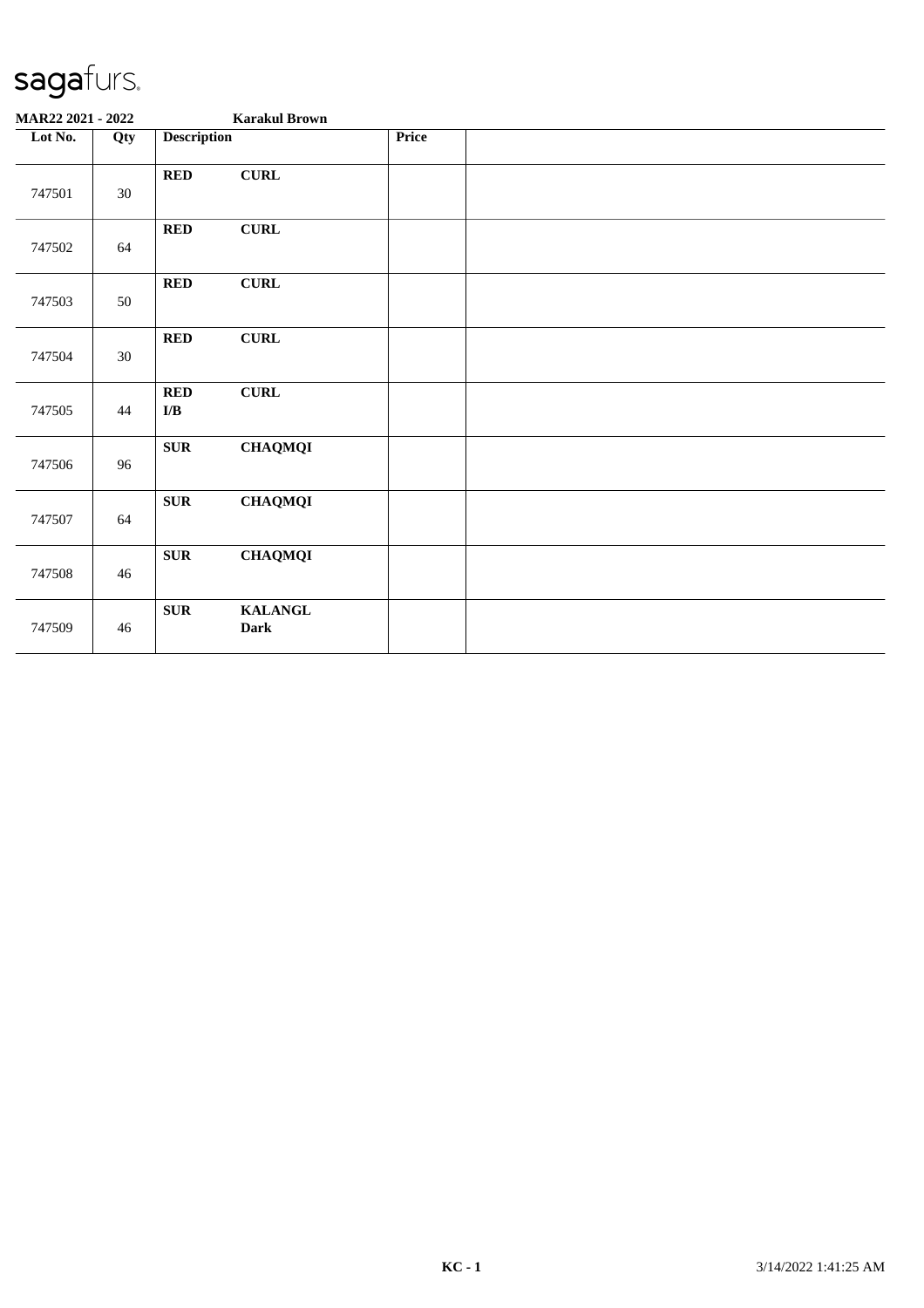sagafurs.

MAR22 2021 - 2022 **Karakul Brown**

| Lot No. | Qty | Description | | Price | |
|---|---|---|---|---|---|
| 747501 | 30 | **RED** | **CURL** | | |
| 747502 | 64 | **RED** | **CURL** | | |
| 747503 | 50 | **RED** | **CURL** | | |
| 747504 | 30 | **RED** | **CURL** | | |
| 747505 | 44 | **RED** **I/B** | **CURL** | | |
| 747506 | 96 | **SUR** | **CHAQMQI** | | |
| 747507 | 64 | **SUR** | **CHAQMQI** | | |
| 747508 | 46 | **SUR** | **CHAQMQI** | | |
| 747509 | 46 | **SUR** | **KALANGL** **Dark** | | |

**KC - 1**

3/14/2022 1:41:25 AM